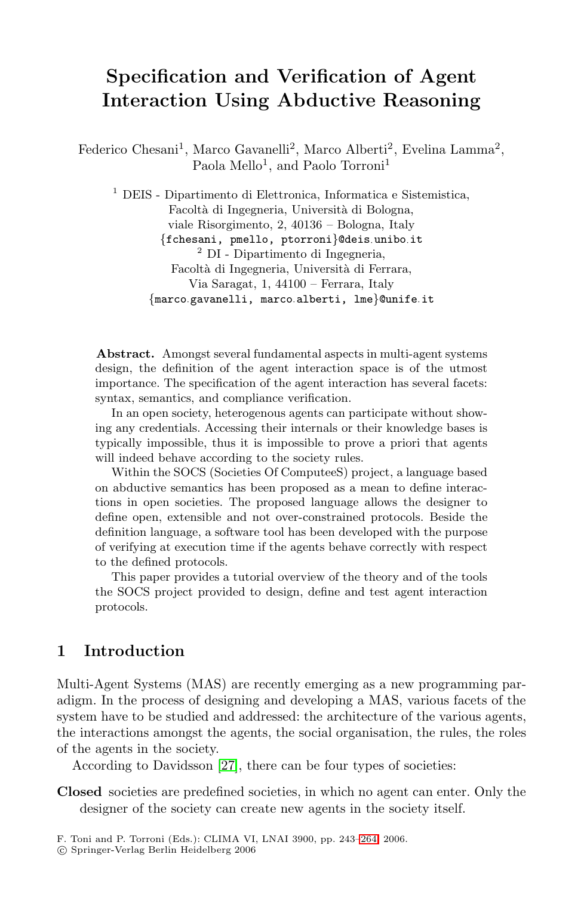# Specification and Verification of Agent Interaction Using Abductive Reasoning

Federico Chesani[1], Marco Gavanelli[2], Marco Alberti[2], Evelina Lamma[2], Paola Mello[1], and Paolo Torroni[1]

[1] DEIS - Dipartimento di Elettronica, Informatica e Sistemistica, Facoltà di Ingegneria, Università di Bologna, viale Risorgimento, 2, 40136 – Bologna, Italy
{fchesani, pmello, ptorroni}@deis.unibo.it

[2] DI - Dipartimento di Ingegneria, Facoltà di Ingegneria, Università di Ferrara, Via Saragat, 1, 44100 – Ferrara, Italy
{marco.gavanelli, marco.alberti, lme}@unife.it

**Abstract.** Amongst several fundamental aspects in multi-agent systems design, the definition of the agent interaction space is of the utmost importance. The specification of the agent interaction has several facets: syntax, semantics, and compliance verification.

In an open society, heterogenous agents can participate without showing any credentials. Accessing their internals or their knowledge bases is typically impossible, thus it is impossible to prove a priori that agents will indeed behave according to the society rules.

Within the SOCS (Societies Of ComputeeS) project, a language based on abductive semantics has been proposed as a mean to define interactions in open societies. The proposed language allows the designer to define open, extensible and not over-constrained protocols. Beside the definition language, a software tool has been developed with the purpose of verifying at execution time if the agents behave correctly with respect to the defined protocols.

This paper provides a tutorial overview of the theory and of the tools the SOCS project provided to design, define and test agent interaction protocols.

## 1 Introduction

Multi-Agent Systems (MAS) are recently emerging as a new programming paradigm. In the process of designing and developing a MAS, various facets of the system have to be studied and addressed: the architecture of the various agents, the interactions amongst the agents, the social organisation, the rules, the roles of the agents in the society.

According to Davidsson [27], there can be four types of societies:

**Closed** societies are predefined societies, in which no agent can enter. Only the designer of the society can create new agents in the society itself.

F. Toni and P. Torroni (Eds.): CLIMA VI, LNAI 3900, pp. 243–264, 2006.
© Springer-Verlag Berlin Heidelberg 2006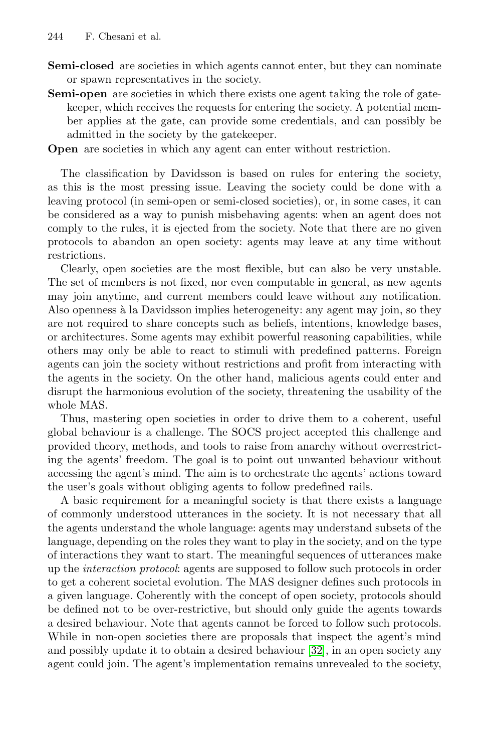**Semi-closed** are societies in which agents cannot enter, but they can nominate or spawn representatives in the society.

**Semi-open** are societies in which there exists one agent taking the role of gatekeeper, which receives the requests for entering the society. A potential member applies at the gate, can provide some credentials, and can possibly be admitted in the society by the gatekeeper.

**Open** are societies in which any agent can enter without restriction.

The classification by Davidsson is based on rules for entering the society, as this is the most pressing issue. Leaving the society could be done with a leaving protocol (in semi-open or semi-closed societies), or, in some cases, it can be considered as a way to punish misbehaving agents: when an agent does not comply to the rules, it is ejected from the society. Note that there are no given protocols to abandon an open society: agents may leave at any time without restrictions.

Clearly, open societies are the most flexible, but can also be very unstable. The set of members is not fixed, nor even computable in general, as new agents may join anytime, and current members could leave without any notification. Also openness à la Davidsson implies heterogeneity: any agent may join, so they are not required to share concepts such as beliefs, intentions, knowledge bases, or architectures. Some agents may exhibit powerful reasoning capabilities, while others may only be able to react to stimuli with predefined patterns. Foreign agents can join the society without restrictions and profit from interacting with the agents in the society. On the other hand, malicious agents could enter and disrupt the harmonious evolution of the society, threatening the usability of the whole MAS.

Thus, mastering open societies in order to drive them to a coherent, useful global behaviour is a challenge. The SOCS project accepted this challenge and provided theory, methods, and tools to raise from anarchy without overrestricting the agents' freedom. The goal is to point out unwanted behaviour without accessing the agent's mind. The aim is to orchestrate the agents' actions toward the user's goals without obliging agents to follow predefined rails.

A basic requirement for a meaningful society is that there exists a language of commonly understood utterances in the society. It is not necessary that all the agents understand the whole language: agents may understand subsets of the language, depending on the roles they want to play in the society, and on the type of interactions they want to start. The meaningful sequences of utterances make up the *interaction protocol*: agents are supposed to follow such protocols in order to get a coherent societal evolution. The MAS designer defines such protocols in a given language. Coherently with the concept of open society, protocols should be defined not to be over-restrictive, but should only guide the agents towards a desired behaviour. Note that agents cannot be forced to follow such protocols. While in non-open societies there are proposals that inspect the agent's mind and possibly update it to obtain a desired behaviour [32], in an open society any agent could join. The agent's implementation remains unrevealed to the society,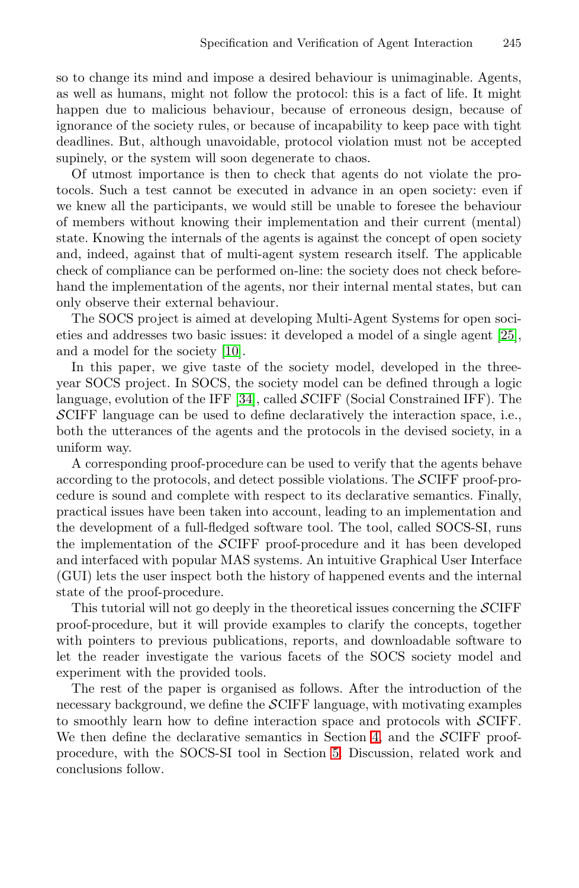so to change its mind and impose a desired behaviour is unimaginable. Agents, as well as humans, might not follow the protocol: this is a fact of life. It might happen due to malicious behaviour, because of erroneous design, because of ignorance of the society rules, or because of incapability to keep pace with tight deadlines. But, although unavoidable, protocol violation must not be accepted supinely, or the system will soon degenerate to chaos.

Of utmost importance is then to check that agents do not violate the protocols. Such a test cannot be executed in advance in an open society: even if we knew all the participants, we would still be unable to foresee the behaviour of members without knowing their implementation and their current (mental) state. Knowing the internals of the agents is against the concept of open society and, indeed, against that of multi-agent system research itself. The applicable check of compliance can be performed on-line: the society does not check beforehand the implementation of the agents, nor their internal mental states, but can only observe their external behaviour.

The SOCS project is aimed at developing Multi-Agent Systems for open societies and addresses two basic issues: it developed a model of a single agent [25], and a model for the society [10].

In this paper, we give taste of the society model, developed in the three-year SOCS project. In SOCS, the society model can be defined through a logic language, evolution of the IFF [34], called $\mathcal{S}$CIFF (Social Constrained IFF). The $\mathcal{S}$CIFF language can be used to define declaratively the interaction space, i.e., both the utterances of the agents and the protocols in the devised society, in a uniform way.

A corresponding proof-procedure can be used to verify that the agents behave according to the protocols, and detect possible violations. The $\mathcal{S}$CIFF proof-procedure is sound and complete with respect to its declarative semantics. Finally, practical issues have been taken into account, leading to an implementation and the development of a full-fledged software tool. The tool, called SOCS-SI, runs the implementation of the $\mathcal{S}$CIFF proof-procedure and it has been developed and interfaced with popular MAS systems. An intuitive Graphical User Interface (GUI) lets the user inspect both the history of happened events and the internal state of the proof-procedure.

This tutorial will not go deeply in the theoretical issues concerning the $\mathcal{S}$CIFF proof-procedure, but it will provide examples to clarify the concepts, together with pointers to previous publications, reports, and downloadable software to let the reader investigate the various facets of the SOCS society model and experiment with the provided tools.

The rest of the paper is organised as follows. After the introduction of the necessary background, we define the $\mathcal{S}$CIFF language, with motivating examples to smoothly learn how to define interaction space and protocols with $\mathcal{S}$CIFF. We then define the declarative semantics in Section 4, and the $\mathcal{S}$CIFF proof-procedure, with the SOCS-SI tool in Section 5. Discussion, related work and conclusions follow.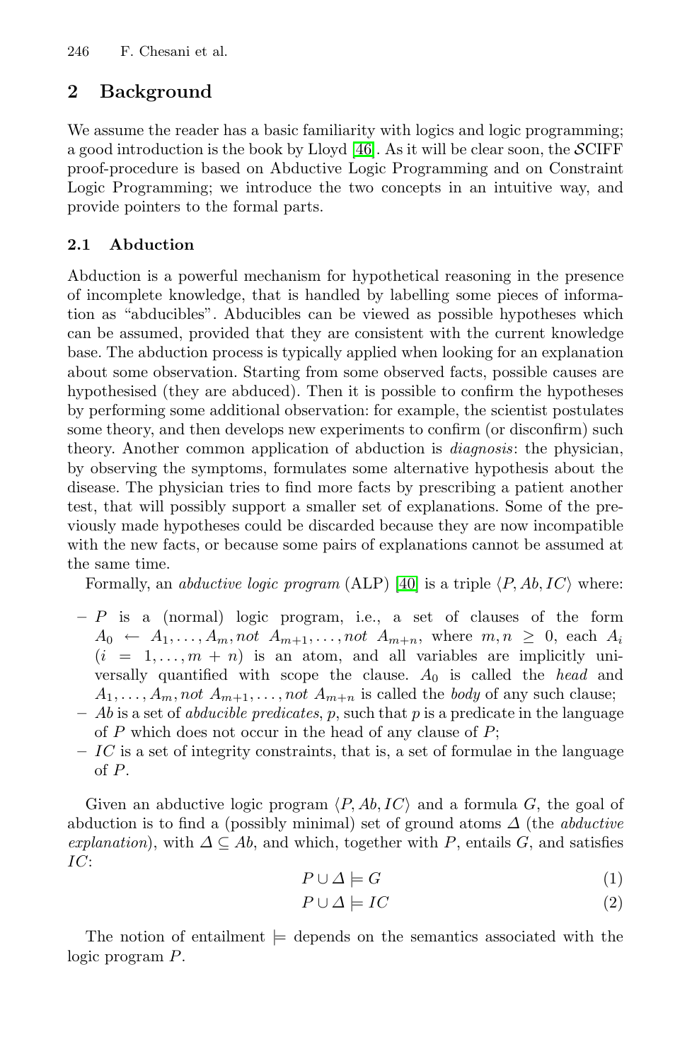## 2 Background

We assume the reader has a basic familiarity with logics and logic programming; a good introduction is the book by Lloyd [46]. As it will be clear soon, the $\mathcal{S}$CIFF proof-procedure is based on Abductive Logic Programming and on Constraint Logic Programming; we introduce the two concepts in an intuitive way, and provide pointers to the formal parts.

### 2.1 Abduction

Abduction is a powerful mechanism for hypothetical reasoning in the presence of incomplete knowledge, that is handled by labelling some pieces of information as "abducibles". Abducibles can be viewed as possible hypotheses which can be assumed, provided that they are consistent with the current knowledge base. The abduction process is typically applied when looking for an explanation about some observation. Starting from some observed facts, possible causes are hypothesised (they are abduced). Then it is possible to confirm the hypotheses by performing some additional observation: for example, the scientist postulates some theory, and then develops new experiments to confirm (or disconfirm) such theory. Another common application of abduction is *diagnosis*: the physician, by observing the symptoms, formulates some alternative hypothesis about the disease. The physician tries to find more facts by prescribing a patient another test, that will possibly support a smaller set of explanations. Some of the previously made hypotheses could be discarded because they are now incompatible with the new facts, or because some pairs of explanations cannot be assumed at the same time.

Formally, an *abductive logic program* (ALP) [40] is a triple $\langle P, Ab, IC\rangle$ where:

- $P$ is a (normal) logic program, i.e., a set of clauses of the form $A_0 \leftarrow A_1, \ldots, A_m, not\ A_{m+1}, \ldots, not\ A_{m+n}$, where $m, n \geq 0$, each $A_i$ ($i = 1, \ldots, m+n$) is an atom, and all variables are implicitly universally quantified with scope the clause. $A_0$ is called the *head* and $A_1, \ldots, A_m, not\ A_{m+1}, \ldots, not\ A_{m+n}$ is called the *body* of any such clause;
- $Ab$ is a set of *abducible predicates*, $p$, such that $p$ is a predicate in the language of $P$ which does not occur in the head of any clause of $P$;
- $IC$ is a set of integrity constraints, that is, a set of formulae in the language of $P$.

Given an abductive logic program $\langle P, Ab, IC\rangle$ and a formula $G$, the goal of abduction is to find a (possibly minimal) set of ground atoms $\Delta$ (the *abductive explanation*), with $\Delta \subseteq Ab$, and which, together with $P$, entails $G$, and satisfies $IC$:

$$P \cup \Delta \models G \tag{1}$$

$$P \cup \Delta \models IC \tag{2}$$

The notion of entailment $\models$ depends on the semantics associated with the logic program $P$.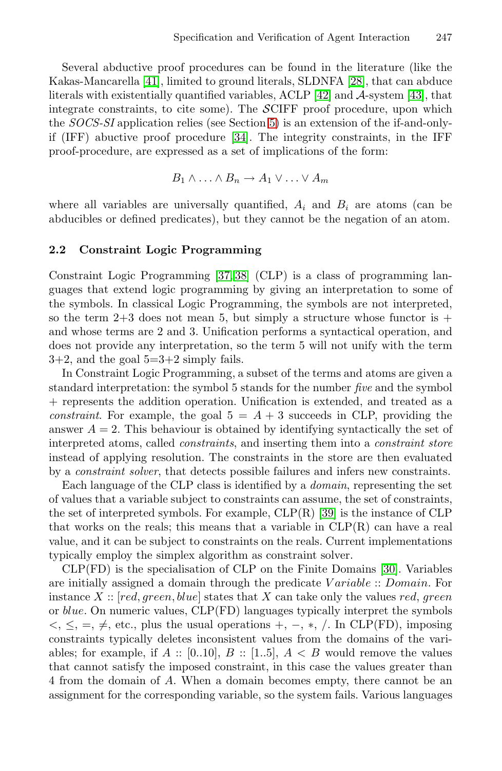Several abductive proof procedures can be found in the literature (like the Kakas-Mancarella [41], limited to ground literals, SLDNFA [28], that can abduce literals with existentially quantified variables, ACLP [42] and $\mathcal{A}$-system [43], that integrate constraints, to cite some). The $\mathcal{S}$CIFF proof procedure, upon which the *SOCS-SI* application relies (see Section 5) is an extension of the if-and-only-if (IFF) abuctive proof procedure [34]. The integrity constraints, in the IFF proof-procedure, are expressed as a set of implications of the form:

$$B_1 \wedge \ldots \wedge B_n \rightarrow A_1 \vee \ldots \vee A_m$$

where all variables are universally quantified, $A_i$ and $B_i$ are atoms (can be abducibles or defined predicates), but they cannot be the negation of an atom.

### 2.2 Constraint Logic Programming

Constraint Logic Programming [37,38] (CLP) is a class of programming languages that extend logic programming by giving an interpretation to some of the symbols. In classical Logic Programming, the symbols are not interpreted, so the term 2+3 does not mean 5, but simply a structure whose functor is + and whose terms are 2 and 3. Unification performs a syntactical operation, and does not provide any interpretation, so the term 5 will not unify with the term 3+2, and the goal 5=3+2 simply fails.

In Constraint Logic Programming, a subset of the terms and atoms are given a standard interpretation: the symbol 5 stands for the number *five* and the symbol + represents the addition operation. Unification is extended, and treated as a *constraint*. For example, the goal $5 = A + 3$ succeeds in CLP, providing the answer $A = 2$. This behaviour is obtained by identifying syntactically the set of interpreted atoms, called *constraints*, and inserting them into a *constraint store* instead of applying resolution. The constraints in the store are then evaluated by a *constraint solver*, that detects possible failures and infers new constraints.

Each language of the CLP class is identified by a *domain*, representing the set of values that a variable subject to constraints can assume, the set of constraints, the set of interpreted symbols. For example, CLP(R) [39] is the instance of CLP that works on the reals; this means that a variable in CLP(R) can have a real value, and it can be subject to constraints on the reals. Current implementations typically employ the simplex algorithm as constraint solver.

CLP(FD) is the specialisation of CLP on the Finite Domains [30]. Variables are initially assigned a domain through the predicate $Variable :: Domain$. For instance $X :: [red, green, blue]$ states that $X$ can take only the values *red*, *green* or *blue*. On numeric values, CLP(FD) languages typically interpret the symbols $<$, $\leq$, $=$, $\neq$, etc., plus the usual operations $+$, $-$, $*$, $/$. In CLP(FD), imposing constraints typically deletes inconsistent values from the domains of the variables; for example, if $A :: [0..10]$, $B :: [1..5]$, $A < B$ would remove the values that cannot satisfy the imposed constraint, in this case the values greater than 4 from the domain of $A$. When a domain becomes empty, there cannot be an assignment for the corresponding variable, so the system fails. Various languages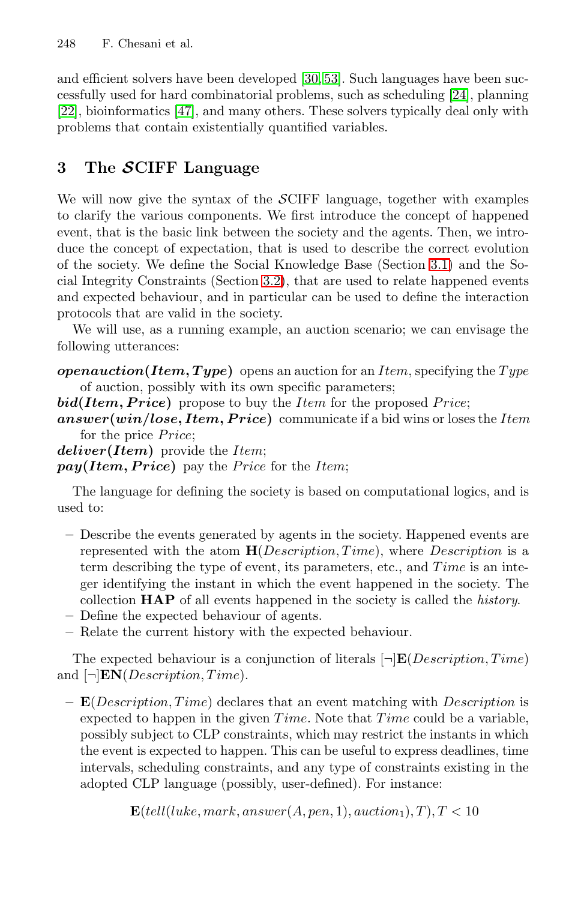and efficient solvers have been developed [30, 53]. Such languages have been successfully used for hard combinatorial problems, such as scheduling [24], planning [22], bioinformatics [47], and many others. These solvers typically deal only with problems that contain existentially quantified variables.

## 3 The $\mathcal{S}$CIFF Language

We will now give the syntax of the $\mathcal{S}$CIFF language, together with examples to clarify the various components. We first introduce the concept of happened event, that is the basic link between the society and the agents. Then, we introduce the concept of expectation, that is used to describe the correct evolution of the society. We define the Social Knowledge Base (Section 3.1) and the Social Integrity Constraints (Section 3.2), that are used to relate happened events and expected behaviour, and in particular can be used to define the interaction protocols that are valid in the society.

We will use, as a running example, an auction scenario; we can envisage the following utterances:

***openauction(Item, Type)*** opens an auction for an $Item$, specifying the $Type$ of auction, possibly with its own specific parameters;
***bid(Item, Price)*** propose to buy the $Item$ for the proposed $Price$;
***answer(win/lose, Item, Price)*** communicate if a bid wins or loses the $Item$ for the price $Price$;
***deliver(Item)*** provide the $Item$;
***pay(Item, Price)*** pay the $Price$ for the $Item$;

The language for defining the society is based on computational logics, and is used to:

- Describe the events generated by agents in the society. Happened events are represented with the atom $\mathbf{H}(Description, Time)$, where $Description$ is a term describing the type of event, its parameters, etc., and $Time$ is an integer identifying the instant in which the event happened in the society. The collection **HAP** of all events happened in the society is called the *history*.
- Define the expected behaviour of agents.
- Relate the current history with the expected behaviour.

The expected behaviour is a conjunction of literals $[\neg]\mathbf{E}(Description, Time)$ and $[\neg]\mathbf{EN}(Description, Time)$.

- $\mathbf{E}(Description, Time)$ declares that an event matching with $Description$ is expected to happen in the given $Time$. Note that $Time$ could be a variable, possibly subject to CLP constraints, which may restrict the instants in which the event is expected to happen. This can be useful to express deadlines, time intervals, scheduling constraints, and any type of constraints existing in the adopted CLP language (possibly, user-defined). For instance:

$$\mathbf{E}(tell(luke, mark, answer(A, pen, 1), auction_1), T), T < 10$$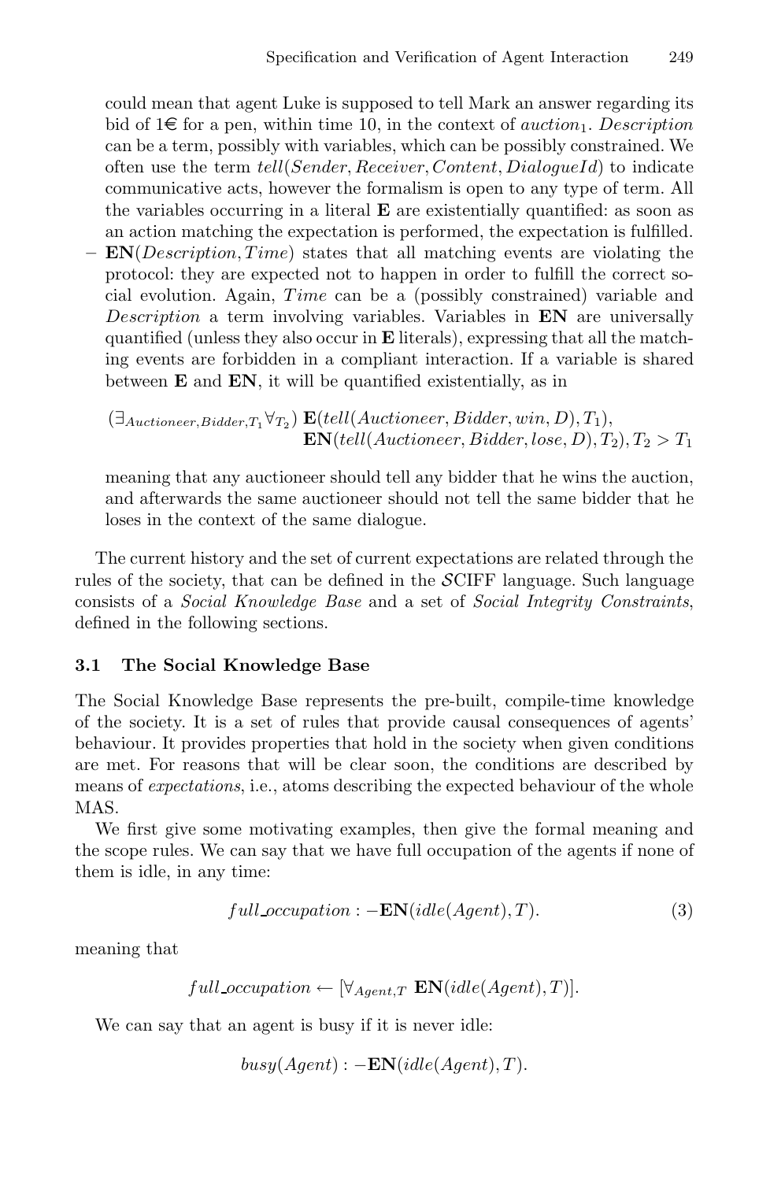could mean that agent Luke is supposed to tell Mark an answer regarding its bid of 1€ for a pen, within time 10, in the context of $auction_1$. *Description* can be a term, possibly with variables, which can be possibly constrained. We often use the term $tell(Sender, Receiver, Content, DialogueId)$ to indicate communicative acts, however the formalism is open to any type of term. All the variables occurring in a literal **E** are existentially quantified: as soon as an action matching the expectation is performed, the expectation is fulfilled.

– $\mathbf{EN}(Description, Time)$ states that all matching events are violating the protocol: they are expected not to happen in order to fulfill the correct social evolution. Again, $Time$ can be a (possibly constrained) variable and *Description* a term involving variables. Variables in **EN** are universally quantified (unless they also occur in **E** literals), expressing that all the matching events are forbidden in a compliant interaction. If a variable is shared between **E** and **EN**, it will be quantified existentially, as in

$$(\exists_{Auctioneer,Bidder,T_1}\forall_{T_2})\ \mathbf{E}(tell(Auctioneer, Bidder, win, D), T_1), \\ \mathbf{EN}(tell(Auctioneer, Bidder, lose, D), T_2), T_2 > T_1$$

meaning that any auctioneer should tell any bidder that he wins the auction, and afterwards the same auctioneer should not tell the same bidder that he loses in the context of the same dialogue.

The current history and the set of current expectations are related through the rules of the society, that can be defined in the $\mathcal{S}$CIFF language. Such language consists of a *Social Knowledge Base* and a set of *Social Integrity Constraints*, defined in the following sections.

### 3.1 The Social Knowledge Base

The Social Knowledge Base represents the pre-built, compile-time knowledge of the society. It is a set of rules that provide causal consequences of agents' behaviour. It provides properties that hold in the society when given conditions are met. For reasons that will be clear soon, the conditions are described by means of *expectations*, i.e., atoms describing the expected behaviour of the whole MAS.

We first give some motivating examples, then give the formal meaning and the scope rules. We can say that we have full occupation of the agents if none of them is idle, in any time:

$$full\_occupation :- \mathbf{EN}(idle(Agent), T). \tag{3}$$

meaning that

$$full\_occupation \leftarrow [\forall_{Agent,T}\ \mathbf{EN}(idle(Agent), T)].$$

We can say that an agent is busy if it is never idle:

$$busy(Agent) :- \mathbf{EN}(idle(Agent), T).$$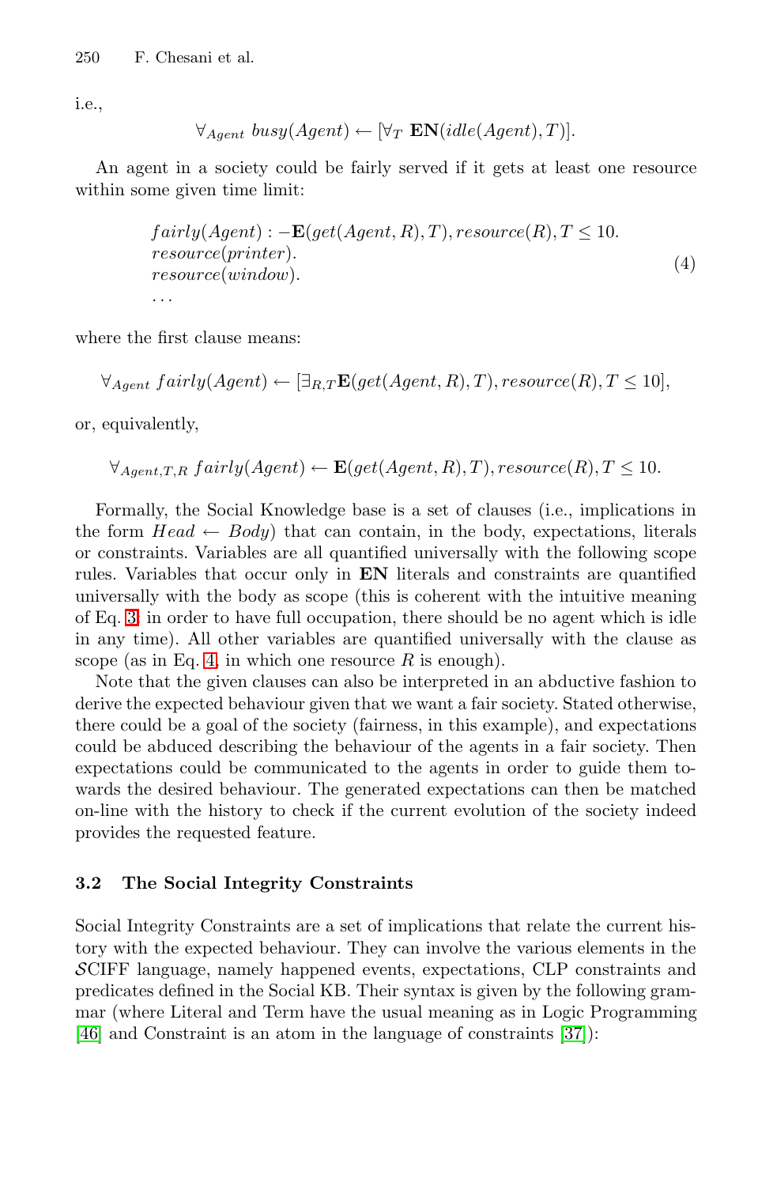i.e.,

$$\forall_{Agent}\ busy(Agent) \leftarrow [\forall_T\ \mathbf{EN}(idle(Agent), T)].$$

An agent in a society could be fairly served if it gets at least one resource within some given time limit:

$$\begin{array}{l} fairly(Agent) :- \mathbf{E}(get(Agent, R), T), resource(R), T \leq 10. \\ resource(printer). \\ resource(window). \\ \ldots \end{array} \tag{4}$$

where the first clause means:

$$\forall_{Agent}\ fairly(Agent) \leftarrow [\exists_{R,T} \mathbf{E}(get(Agent, R), T), resource(R), T \leq 10],$$

or, equivalently,

$$\forall_{Agent,T,R}\ fairly(Agent) \leftarrow \mathbf{E}(get(Agent, R), T), resource(R), T \leq 10.$$

Formally, the Social Knowledge base is a set of clauses (i.e., implications in the form $Head \leftarrow Body$) that can contain, in the body, expectations, literals or constraints. Variables are all quantified universally with the following scope rules. Variables that occur only in **EN** literals and constraints are quantified universally with the body as scope (this is coherent with the intuitive meaning of Eq. 3: in order to have full occupation, there should be no agent which is idle in any time). All other variables are quantified universally with the clause as scope (as in Eq. 4, in which one resource $R$ is enough).

Note that the given clauses can also be interpreted in an abductive fashion to derive the expected behaviour given that we want a fair society. Stated otherwise, there could be a goal of the society (fairness, in this example), and expectations could be abduced describing the behaviour of the agents in a fair society. Then expectations could be communicated to the agents in order to guide them towards the desired behaviour. The generated expectations can then be matched on-line with the history to check if the current evolution of the society indeed provides the requested feature.

### 3.2 The Social Integrity Constraints

Social Integrity Constraints are a set of implications that relate the current history with the expected behaviour. They can involve the various elements in the $\mathcal{S}$CIFF language, namely happened events, expectations, CLP constraints and predicates defined in the Social KB. Their syntax is given by the following grammar (where Literal and Term have the usual meaning as in Logic Programming [46] and Constraint is an atom in the language of constraints [37]):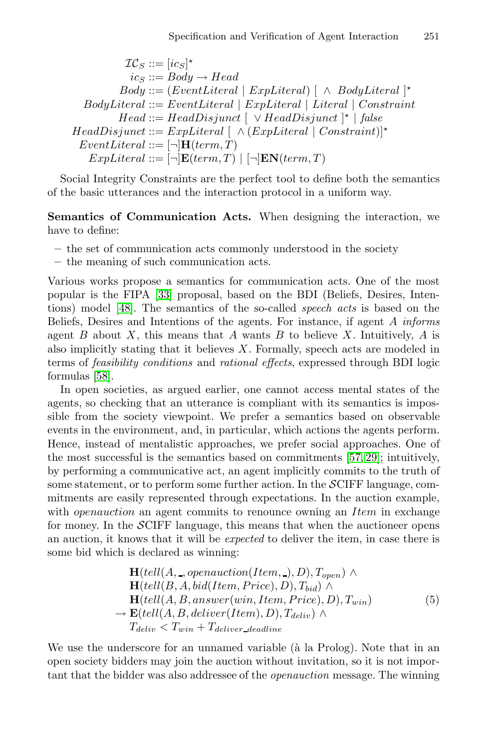$$
\begin{aligned}
\mathcal{IC}_S &::= [ic_S]^\star \\
ic_S &::= Body \rightarrow Head \\
Body &::= (EventLiteral \mid ExpLiteral)\ [\ \wedge\ BodyLiteral\ ]^\star \\
BodyLiteral &::= EventLiteral \mid ExpLiteral \mid Literal \mid Constraint \\
Head &::= HeadDisjunct\ [\ \vee HeadDisjunct\ ]^\star \mid false \\
HeadDisjunct &::= ExpLiteral\ [\ \wedge (ExpLiteral \mid Constraint)]^\star \\
EventLiteral &::= [\neg]\mathbf{H}(term, T) \\
ExpLiteral &::= [\neg]\mathbf{E}(term, T) \mid [\neg]\mathbf{EN}(term, T)
\end{aligned}
$$

Social Integrity Constraints are the perfect tool to define both the semantics of the basic utterances and the interaction protocol in a uniform way.

**Semantics of Communication Acts.** When designing the interaction, we have to define:

- the set of communication acts commonly understood in the society
- the meaning of such communication acts.

Various works propose a semantics for communication acts. One of the most popular is the FIPA [33] proposal, based on the BDI (Beliefs, Desires, Intentions) model [48]. The semantics of the so-called *speech acts* is based on the Beliefs, Desires and Intentions of the agents. For instance, if agent $A$ *informs* agent $B$ about $X$, this means that $A$ wants $B$ to believe $X$. Intuitively, $A$ is also implicitly stating that it believes $X$. Formally, speech acts are modeled in terms of *feasibility conditions* and *rational effects*, expressed through BDI logic formulas [58].

In open societies, as argued earlier, one cannot access mental states of the agents, so checking that an utterance is compliant with its semantics is impossible from the society viewpoint. We prefer a semantics based on observable events in the environment, and, in particular, which actions the agents perform. Hence, instead of mentalistic approaches, we prefer social approaches. One of the most successful is the semantics based on commitments [57,29]; intuitively, by performing a communicative act, an agent implicitly commits to the truth of some statement, or to perform some further action. In the $\mathcal{S}$CIFF language, commitments are easily represented through expectations. In the auction example, with *openauction* an agent commits to renounce owning an $Item$ in exchange for money. In the $\mathcal{S}$CIFF language, this means that when the auctioneer opens an auction, it knows that it will be *expected* to deliver the item, in case there is some bid which is declared as winning:

$$
\begin{aligned}
&\mathbf{H}(tell(A, \_, openauction(Item, \_), D), T_{open}) \wedge \\
&\mathbf{H}(tell(B, A, bid(Item, Price), D), T_{bid}) \wedge \\
&\mathbf{H}(tell(A, B, answer(win, Item, Price), D), T_{win}) \\
\rightarrow\ &\mathbf{E}(tell(A, B, deliver(Item), D), T_{deliv}) \wedge \\
&T_{deliv} < T_{win} + T_{deliver\_deadline}
\end{aligned}
\qquad (5)
$$

We use the underscore for an unnamed variable (à la Prolog). Note that in an open society bidders may join the auction without invitation, so it is not important that the bidder was also addressee of the *openauction* message. The winning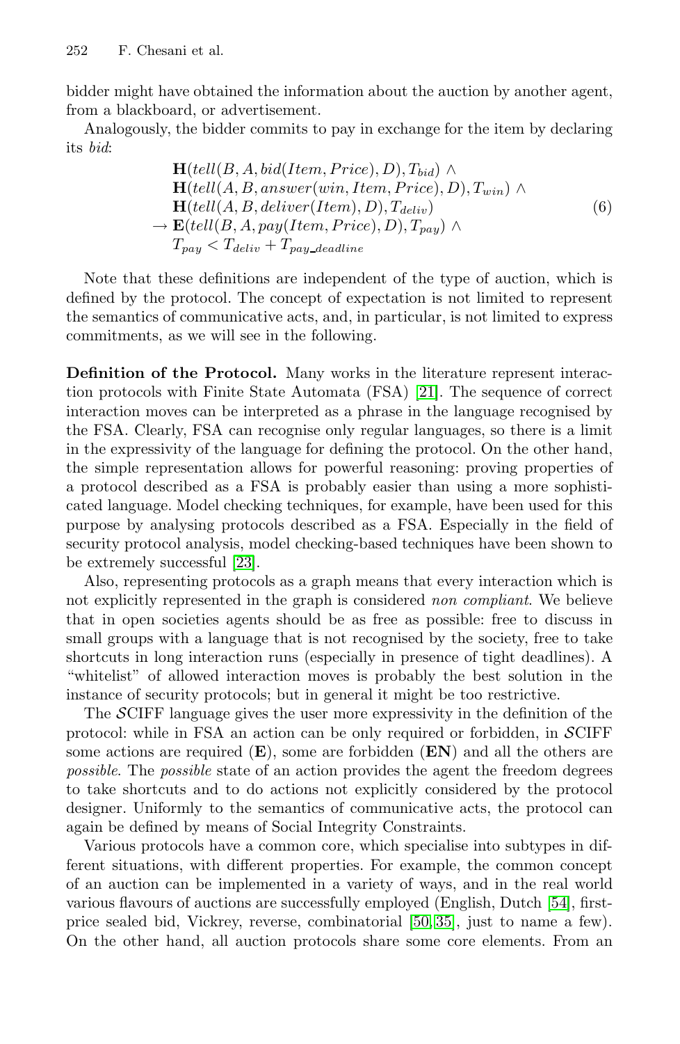bidder might have obtained the information about the auction by another agent, from a blackboard, or advertisement.

Analogously, the bidder commits to pay in exchange for the item by declaring its *bid*:

$$
\begin{array}{l}
\mathbf{H}(tell(B, A, bid(Item, Price), D), T_{bid}) \wedge \\
\mathbf{H}(tell(A, B, answer(win, Item, Price), D), T_{win}) \wedge \\
\mathbf{H}(tell(A, B, deliver(Item), D), T_{deliv}) \\
\rightarrow \mathbf{E}(tell(B, A, pay(Item, Price), D), T_{pay}) \wedge \\
T_{pay} < T_{deliv} + T_{pay\_deadline}
\end{array}
\tag{6}
$$

Note that these definitions are independent of the type of auction, which is defined by the protocol. The concept of expectation is not limited to represent the semantics of communicative acts, and, in particular, is not limited to express commitments, as we will see in the following.

**Definition of the Protocol.** Many works in the literature represent interaction protocols with Finite State Automata (FSA) [21]. The sequence of correct interaction moves can be interpreted as a phrase in the language recognised by the FSA. Clearly, FSA can recognise only regular languages, so there is a limit in the expressivity of the language for defining the protocol. On the other hand, the simple representation allows for powerful reasoning: proving properties of a protocol described as a FSA is probably easier than using a more sophisticated language. Model checking techniques, for example, have been used for this purpose by analysing protocols described as a FSA. Especially in the field of security protocol analysis, model checking-based techniques have been shown to be extremely successful [23].

Also, representing protocols as a graph means that every interaction which is not explicitly represented in the graph is considered *non compliant*. We believe that in open societies agents should be as free as possible: free to discuss in small groups with a language that is not recognised by the society, free to take shortcuts in long interaction runs (especially in presence of tight deadlines). A "whitelist" of allowed interaction moves is probably the best solution in the instance of security protocols; but in general it might be too restrictive.

The $\mathcal{S}$CIFF language gives the user more expressivity in the definition of the protocol: while in FSA an action can be only required or forbidden, in $\mathcal{S}$CIFF some actions are required (**E**), some are forbidden (**EN**) and all the others are *possible*. The *possible* state of an action provides the agent the freedom degrees to take shortcuts and to do actions not explicitly considered by the protocol designer. Uniformly to the semantics of communicative acts, the protocol can again be defined by means of Social Integrity Constraints.

Various protocols have a common core, which specialise into subtypes in different situations, with different properties. For example, the common concept of an auction can be implemented in a variety of ways, and in the real world various flavours of auctions are successfully employed (English, Dutch [54], first-price sealed bid, Vickrey, reverse, combinatorial [50,35], just to name a few). On the other hand, all auction protocols share some core elements. From an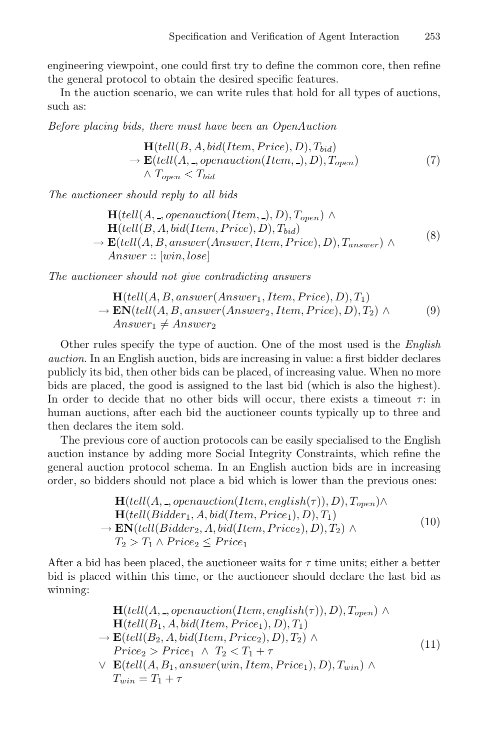engineering viewpoint, one could first try to define the common core, then refine the general protocol to obtain the desired specific features.

In the auction scenario, we can write rules that hold for all types of auctions, such as:

*Before placing bids, there must have been an OpenAuction*

$$
\begin{aligned}
&\mathbf{H}(tell(B, A, bid(Item, Price), D), T_{bid}) \\
\rightarrow\ &\mathbf{E}(tell(A, \_, openauction(Item, \_), D), T_{open}) \\
&\wedge T_{open} < T_{bid}
\end{aligned}
\tag{7}
$$

*The auctioneer should reply to all bids*

$$
\begin{aligned}
&\mathbf{H}(tell(A, \_, openauction(Item, \_), D), T_{open}) \wedge \\
&\mathbf{H}(tell(B, A, bid(Item, Price), D), T_{bid}) \\
\rightarrow\ &\mathbf{E}(tell(A, B, answer(Answer, Item, Price), D), T_{answer}) \wedge \\
&Answer :: [win, lose]
\end{aligned}
\tag{8}
$$

*The auctioneer should not give contradicting answers*

$$
\begin{aligned}
&\mathbf{H}(tell(A, B, answer(Answer_1, Item, Price), D), T_1) \\
\rightarrow\ &\mathbf{EN}(tell(A, B, answer(Answer_2, Item, Price), D), T_2) \wedge \\
&Answer_1 \neq Answer_2
\end{aligned}
\tag{9}
$$

Other rules specify the type of auction. One of the most used is the *English auction*. In an English auction, bids are increasing in value: a first bidder declares publicly its bid, then other bids can be placed, of increasing value. When no more bids are placed, the good is assigned to the last bid (which is also the highest). In order to decide that no other bids will occur, there exists a timeout $\tau$: in human auctions, after each bid the auctioneer counts typically up to three and then declares the item sold.

The previous core of auction protocols can be easily specialised to the English auction instance by adding more Social Integrity Constraints, which refine the general auction protocol schema. In an English auction bids are in increasing order, so bidders should not place a bid which is lower than the previous ones:

$$
\begin{aligned}
&\mathbf{H}(tell(A, \_, openauction(Item, english(\tau)), D), T_{open}) \wedge \\
&\mathbf{H}(tell(Bidder_1, A, bid(Item, Price_1), D), T_1) \\
\rightarrow\ &\mathbf{EN}(tell(Bidder_2, A, bid(Item, Price_2), D), T_2) \wedge \\
&T_2 > T_1 \wedge Price_2 \leq Price_1
\end{aligned}
\tag{10}
$$

After a bid has been placed, the auctioneer waits for $\tau$ time units; either a better bid is placed within this time, or the auctioneer should declare the last bid as winning:

$$
\begin{aligned}
&\mathbf{H}(tell(A, \_, openauction(Item, english(\tau)), D), T_{open}) \wedge \\
&\mathbf{H}(tell(B_1, A, bid(Item, Price_1), D), T_1) \\
\rightarrow\ &\mathbf{E}(tell(B_2, A, bid(Item, Price_2), D), T_2) \wedge \\
&Price_2 > Price_1 \ \wedge \ T_2 < T_1 + \tau \\
\vee\ \ &\mathbf{E}(tell(A, B_1, answer(win, Item, Price_1), D), T_{win}) \wedge \\
&T_{win} = T_1 + \tau
\end{aligned}
\tag{11}
$$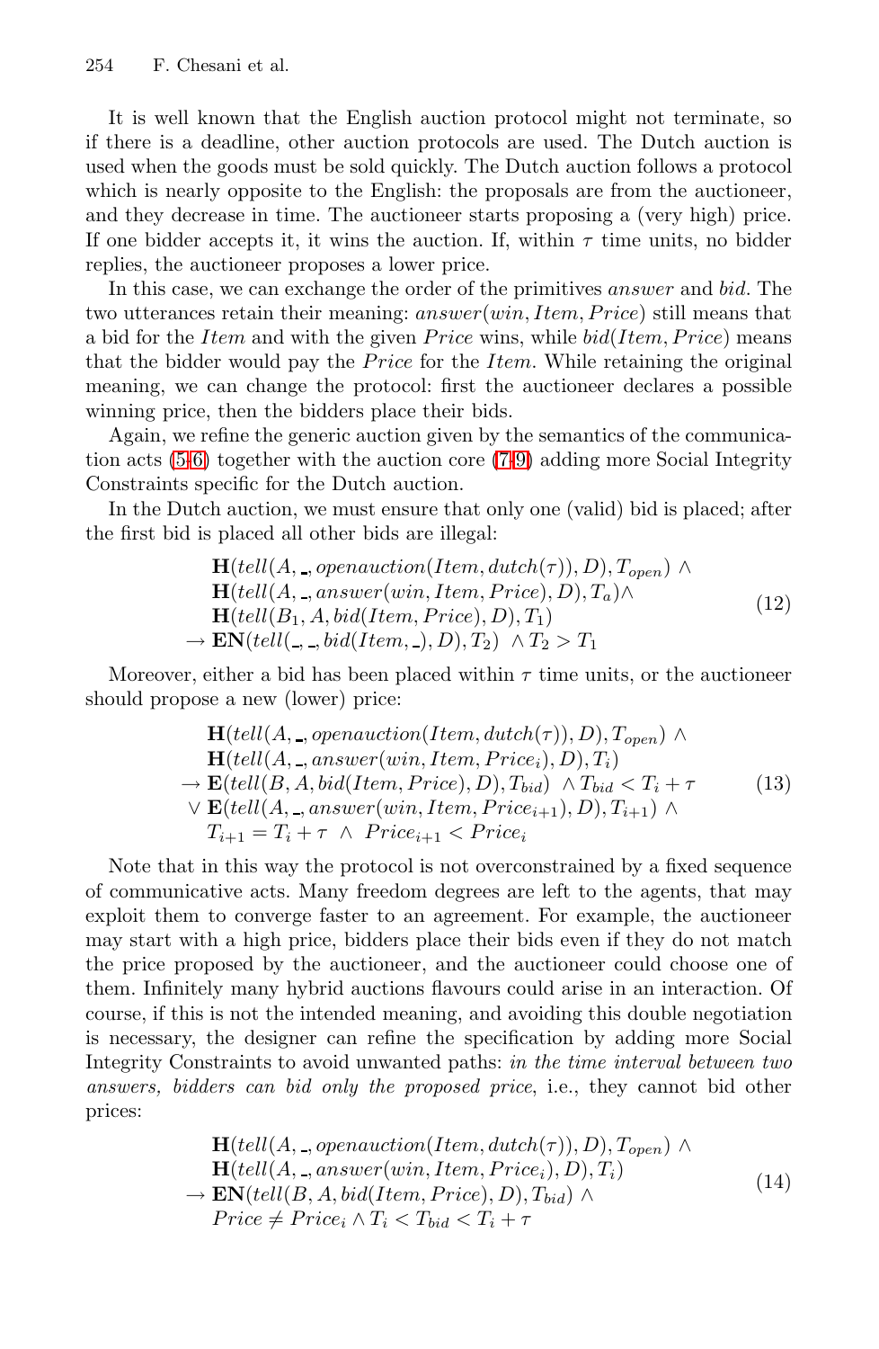It is well known that the English auction protocol might not terminate, so if there is a deadline, other auction protocols are used. The Dutch auction is used when the goods must be sold quickly. The Dutch auction follows a protocol which is nearly opposite to the English: the proposals are from the auctioneer, and they decrease in time. The auctioneer starts proposing a (very high) price. If one bidder accepts it, it wins the auction. If, within $\tau$ time units, no bidder replies, the auctioneer proposes a lower price.

In this case, we can exchange the order of the primitives *answer* and *bid*. The two utterances retain their meaning: $answer(win, Item, Price)$ still means that a bid for the $Item$ and with the given $Price$ wins, while $bid(Item, Price)$ means that the bidder would pay the $Price$ for the $Item$. While retaining the original meaning, we can change the protocol: first the auctioneer declares a possible winning price, then the bidders place their bids.

Again, we refine the generic auction given by the semantics of the communication acts (5-6) together with the auction core (7-9) adding more Social Integrity Constraints specific for the Dutch auction.

In the Dutch auction, we must ensure that only one (valid) bid is placed; after the first bid is placed all other bids are illegal:

$$
\begin{array}{l}
\mathbf{H}(tell(A, \_, openauction(Item, dutch(\tau)), D), T_{open}) \wedge \\
\mathbf{H}(tell(A, \_, answer(win, Item, Price), D), T_a) \wedge \\
\mathbf{H}(tell(B_1, A, bid(Item, Price), D), T_1) \\
\rightarrow \mathbf{EN}(tell(\_, \_, bid(Item, \_), D), T_2) \ \wedge T_2 > T_1
\end{array}
\tag{12}
$$

Moreover, either a bid has been placed within $\tau$ time units, or the auctioneer should propose a new (lower) price:

$$
\begin{array}{l}
\mathbf{H}(tell(A, \_, openauction(Item, dutch(\tau)), D), T_{open}) \wedge \\
\mathbf{H}(tell(A, \_, answer(win, Item, Price_i), D), T_i) \\
\rightarrow \mathbf{E}(tell(B, A, bid(Item, Price), D), T_{bid}) \ \wedge T_{bid} < T_i + \tau \\
\vee \ \mathbf{E}(tell(A, \_, answer(win, Item, Price_{i+1}), D), T_{i+1}) \wedge \\
T_{i+1} = T_i + \tau \ \wedge \ Price_{i+1} < Price_i
\end{array}
\tag{13}
$$

Note that in this way the protocol is not overconstrained by a fixed sequence of communicative acts. Many freedom degrees are left to the agents, that may exploit them to converge faster to an agreement. For example, the auctioneer may start with a high price, bidders place their bids even if they do not match the price proposed by the auctioneer, and the auctioneer could choose one of them. Infinitely many hybrid auctions flavours could arise in an interaction. Of course, if this is not the intended meaning, and avoiding this double negotiation is necessary, the designer can refine the specification by adding more Social Integrity Constraints to avoid unwanted paths: *in the time interval between two answers, bidders can bid only the proposed price*, i.e., they cannot bid other prices:

$$
\begin{array}{l}
\mathbf{H}(tell(A, \_, openauction(Item, dutch(\tau)), D), T_{open}) \wedge \\
\mathbf{H}(tell(A, \_, answer(win, Item, Price_i), D), T_i) \\
\rightarrow \mathbf{EN}(tell(B, A, bid(Item, Price), D), T_{bid}) \wedge \\
Price \neq Price_i \wedge T_i < T_{bid} < T_i + \tau
\end{array}
\tag{14}
$$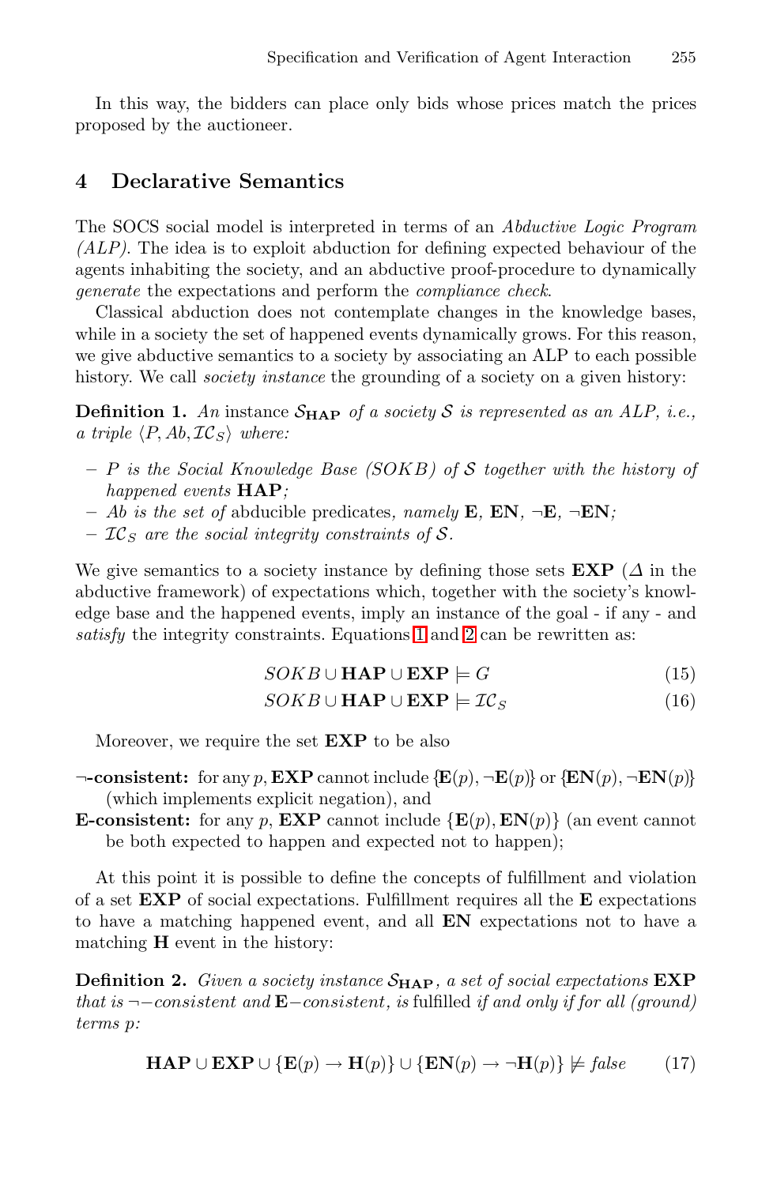In this way, the bidders can place only bids whose prices match the prices proposed by the auctioneer.

## 4 Declarative Semantics

The SOCS social model is interpreted in terms of an *Abductive Logic Program (ALP)*. The idea is to exploit abduction for defining expected behaviour of the agents inhabiting the society, and an abductive proof-procedure to dynamically *generate* the expectations and perform the *compliance check*.

Classical abduction does not contemplate changes in the knowledge bases, while in a society the set of happened events dynamically grows. For this reason, we give abductive semantics to a society by associating an ALP to each possible history. We call *society instance* the grounding of a society on a given history:

**Definition 1.** *An* instance $\mathcal{S}_{\mathbf{HAP}}$ *of a society* $\mathcal{S}$ *is represented as an ALP, i.e., a triple* $\langle P, Ab, \mathcal{IC}_S \rangle$ *where:*

- *$P$ is the Social Knowledge Base (SOKB) of $\mathcal{S}$ together with the history of happened events* **HAP***;*
- *$Ab$ is the set of* abducible predicates, *namely* **E**, **EN**, ¬**E**, ¬**EN***;*
- *$\mathcal{IC}_S$ are the social integrity constraints of $\mathcal{S}$.*

We give semantics to a society instance by defining those sets **EXP** ($\Delta$ in the abductive framework) of expectations which, together with the society's knowledge base and the happened events, imply an instance of the goal - if any - and *satisfy* the integrity constraints. Equations 1 and 2 can be rewritten as:

$$SOKB \cup \mathbf{HAP} \cup \mathbf{EXP} \models G \tag{15}$$

$$SOKB \cup \mathbf{HAP} \cup \mathbf{EXP} \models \mathcal{IC}_S \tag{16}$$

Moreover, we require the set **EXP** to be also

**¬-consistent:** for any $p$, **EXP** cannot include $\{\mathbf{E}(p), \neg\mathbf{E}(p)\}$ or $\{\mathbf{EN}(p), \neg\mathbf{EN}(p)\}$ (which implements explicit negation), and

**E-consistent:** for any $p$, **EXP** cannot include $\{\mathbf{E}(p), \mathbf{EN}(p)\}$ (an event cannot be both expected to happen and expected not to happen);

At this point it is possible to define the concepts of fulfillment and violation of a set **EXP** of social expectations. Fulfillment requires all the **E** expectations to have a matching happened event, and all **EN** expectations not to have a matching **H** event in the history:

**Definition 2.** *Given a society instance* $\mathcal{S}_{\mathbf{HAP}}$*, a set of social expectations* **EXP** *that is* $\neg-$*consistent and* $\mathbf{E}-$*consistent, is* fulfilled *if and only if for all (ground) terms $p$:*

$$\mathbf{HAP} \cup \mathbf{EXP} \cup \{\mathbf{E}(p) \rightarrow \mathbf{H}(p)\} \cup \{\mathbf{EN}(p) \rightarrow \neg\mathbf{H}(p)\} \not\models \mathit{false} \tag{17}$$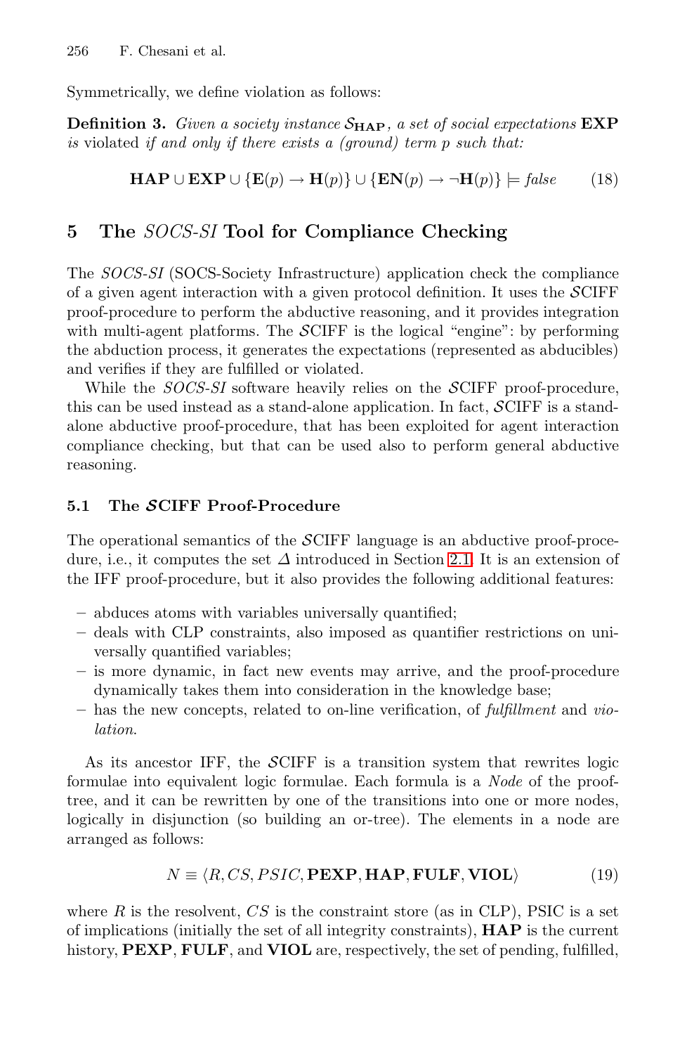Symmetrically, we define violation as follows:

**Definition 3.** *Given a society instance* $\mathcal{S}_{\mathbf{HAP}}$*, a set of social expectations* $\mathbf{EXP}$ *is* violated *if and only if there exists a (ground) term* $p$ *such that:*

$$\mathbf{HAP} \cup \mathbf{EXP} \cup \{\mathbf{E}(p) \rightarrow \mathbf{H}(p)\} \cup \{\mathbf{EN}(p) \rightarrow \neg\mathbf{H}(p)\} \models \mathit{false} \tag{18}$$

## 5 The *SOCS-SI* Tool for Compliance Checking

The *SOCS-SI* (SOCS-Society Infrastructure) application check the compliance of a given agent interaction with a given protocol definition. It uses the $\mathcal{S}$CIFF proof-procedure to perform the abductive reasoning, and it provides integration with multi-agent platforms. The $\mathcal{S}$CIFF is the logical "engine": by performing the abduction process, it generates the expectations (represented as abducibles) and verifies if they are fulfilled or violated.

While the *SOCS-SI* software heavily relies on the $\mathcal{S}$CIFF proof-procedure, this can be used instead as a stand-alone application. In fact, $\mathcal{S}$CIFF is a stand-alone abductive proof-procedure, that has been exploited for agent interaction compliance checking, but that can be used also to perform general abductive reasoning.

### 5.1 The $\mathcal{S}$CIFF Proof-Procedure

The operational semantics of the $\mathcal{S}$CIFF language is an abductive proof-procedure, i.e., it computes the set $\Delta$ introduced in Section 2.1. It is an extension of the IFF proof-procedure, but it also provides the following additional features:

- abduces atoms with variables universally quantified;
- deals with CLP constraints, also imposed as quantifier restrictions on universally quantified variables;
- is more dynamic, in fact new events may arrive, and the proof-procedure dynamically takes them into consideration in the knowledge base;
- has the new concepts, related to on-line verification, of *fulfillment* and *violation*.

As its ancestor IFF, the $\mathcal{S}$CIFF is a transition system that rewrites logic formulae into equivalent logic formulae. Each formula is a *Node* of the proof-tree, and it can be rewritten by one of the transitions into one or more nodes, logically in disjunction (so building an or-tree). The elements in a node are arranged as follows:

$$N \equiv \langle R, CS, PSIC, \mathbf{PEXP}, \mathbf{HAP}, \mathbf{FULF}, \mathbf{VIOL} \rangle \tag{19}$$

where $R$ is the resolvent, $CS$ is the constraint store (as in CLP), PSIC is a set of implications (initially the set of all integrity constraints), $\mathbf{HAP}$ is the current history, $\mathbf{PEXP}$, $\mathbf{FULF}$, and $\mathbf{VIOL}$ are, respectively, the set of pending, fulfilled,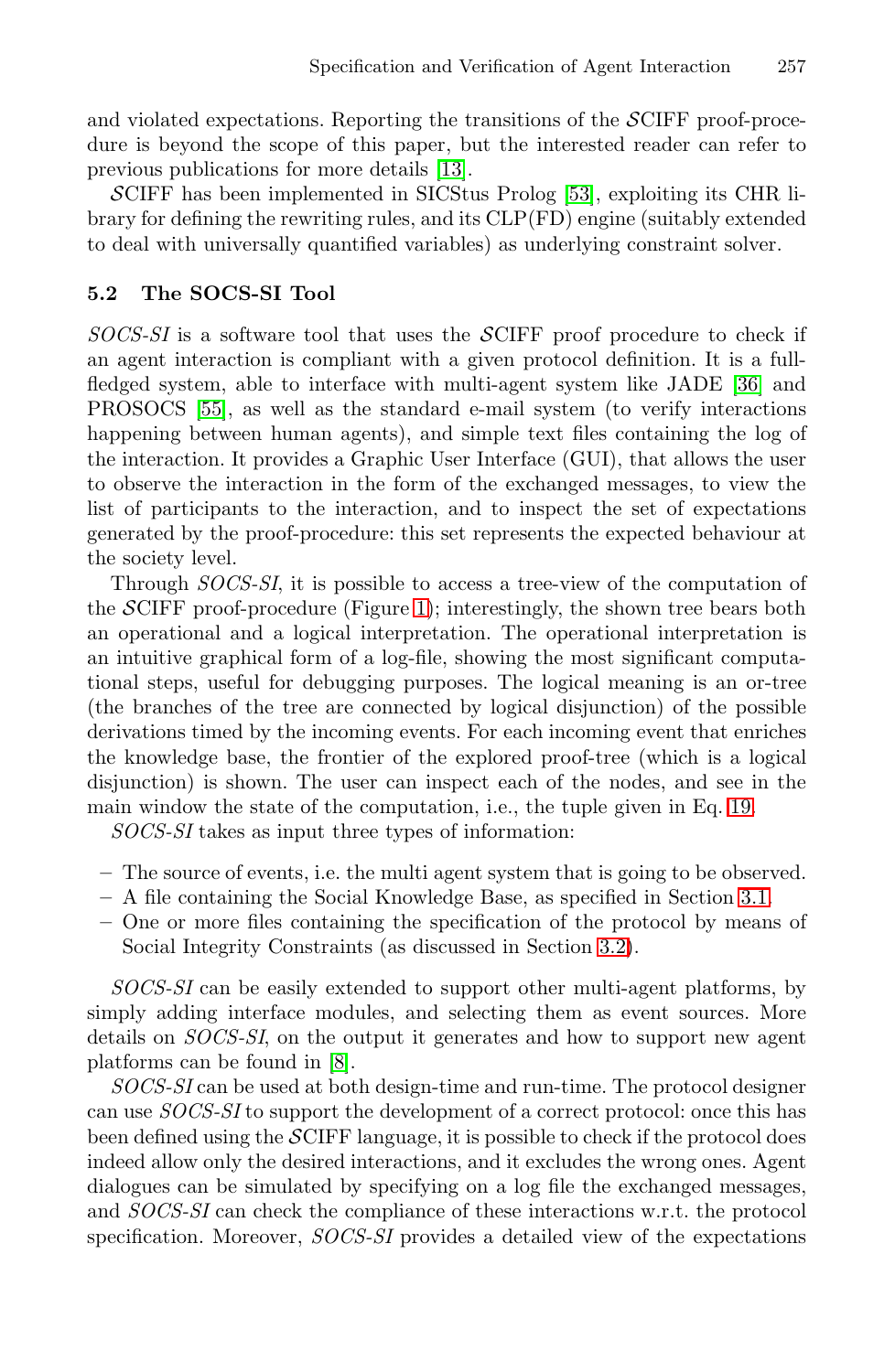and violated expectations. Reporting the transitions of the $\mathcal{S}$CIFF proof-procedure is beyond the scope of this paper, but the interested reader can refer to previous publications for more details [13].

$\mathcal{S}$CIFF has been implemented in SICStus Prolog [53], exploiting its CHR library for defining the rewriting rules, and its CLP(FD) engine (suitably extended to deal with universally quantified variables) as underlying constraint solver.

### 5.2 The SOCS-SI Tool

*SOCS-SI* is a software tool that uses the $\mathcal{S}$CIFF proof procedure to check if an agent interaction is compliant with a given protocol definition. It is a full-fledged system, able to interface with multi-agent system like JADE [36] and PROSOCS [55], as well as the standard e-mail system (to verify interactions happening between human agents), and simple text files containing the log of the interaction. It provides a Graphic User Interface (GUI), that allows the user to observe the interaction in the form of the exchanged messages, to view the list of participants to the interaction, and to inspect the set of expectations generated by the proof-procedure: this set represents the expected behaviour at the society level.

Through *SOCS-SI*, it is possible to access a tree-view of the computation of the $\mathcal{S}$CIFF proof-procedure (Figure 1); interestingly, the shown tree bears both an operational and a logical interpretation. The operational interpretation is an intuitive graphical form of a log-file, showing the most significant computational steps, useful for debugging purposes. The logical meaning is an or-tree (the branches of the tree are connected by logical disjunction) of the possible derivations timed by the incoming events. For each incoming event that enriches the knowledge base, the frontier of the explored proof-tree (which is a logical disjunction) is shown. The user can inspect each of the nodes, and see in the main window the state of the computation, i.e., the tuple given in Eq. 19.

*SOCS-SI* takes as input three types of information:

- The source of events, i.e. the multi agent system that is going to be observed.
- A file containing the Social Knowledge Base, as specified in Section 3.1.
- One or more files containing the specification of the protocol by means of Social Integrity Constraints (as discussed in Section 3.2).

*SOCS-SI* can be easily extended to support other multi-agent platforms, by simply adding interface modules, and selecting them as event sources. More details on *SOCS-SI*, on the output it generates and how to support new agent platforms can be found in [8].

*SOCS-SI* can be used at both design-time and run-time. The protocol designer can use *SOCS-SI* to support the development of a correct protocol: once this has been defined using the $\mathcal{S}$CIFF language, it is possible to check if the protocol does indeed allow only the desired interactions, and it excludes the wrong ones. Agent dialogues can be simulated by specifying on a log file the exchanged messages, and *SOCS-SI* can check the compliance of these interactions w.r.t. the protocol specification. Moreover, *SOCS-SI* provides a detailed view of the expectations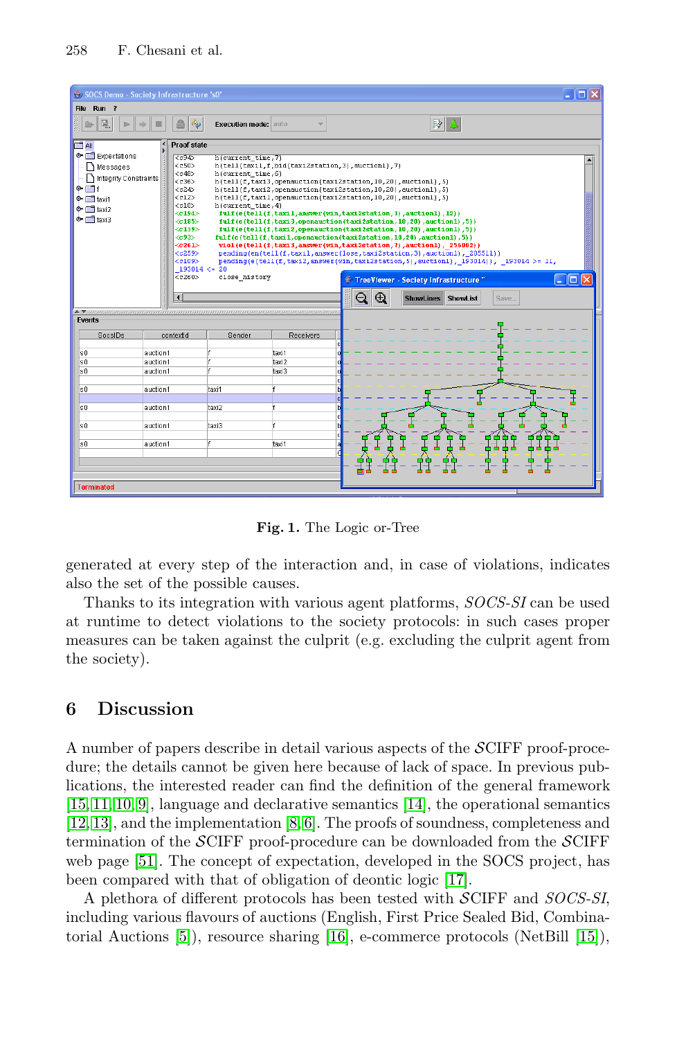Fig. 1. The Logic or-Tree

generated at every step of the interaction and, in case of violations, indicates also the set of the possible causes.

Thanks to its integration with various agent platforms, *SOCS-SI* can be used at runtime to detect violations to the society protocols: in such cases proper measures can be taken against the culprit (e.g. excluding the culprit agent from the society).

## 6 Discussion

A number of papers describe in detail various aspects of the $\mathcal{S}$CIFF proof-procedure; the details cannot be given here because of lack of space. In previous publications, the interested reader can find the definition of the general framework [15,11,10,9], language and declarative semantics [14], the operational semantics [12,13], and the implementation [8,6]. The proofs of soundness, completeness and termination of the $\mathcal{S}$CIFF proof-procedure can be downloaded from the $\mathcal{S}$CIFF web page [51]. The concept of expectation, developed in the SOCS project, has been compared with that of obligation of deontic logic [17].

A plethora of different protocols has been tested with $\mathcal{S}$CIFF and *SOCS-SI*, including various flavours of auctions (English, First Price Sealed Bid, Combinatorial Auctions [5]), resource sharing [16], e-commerce protocols (NetBill [15]),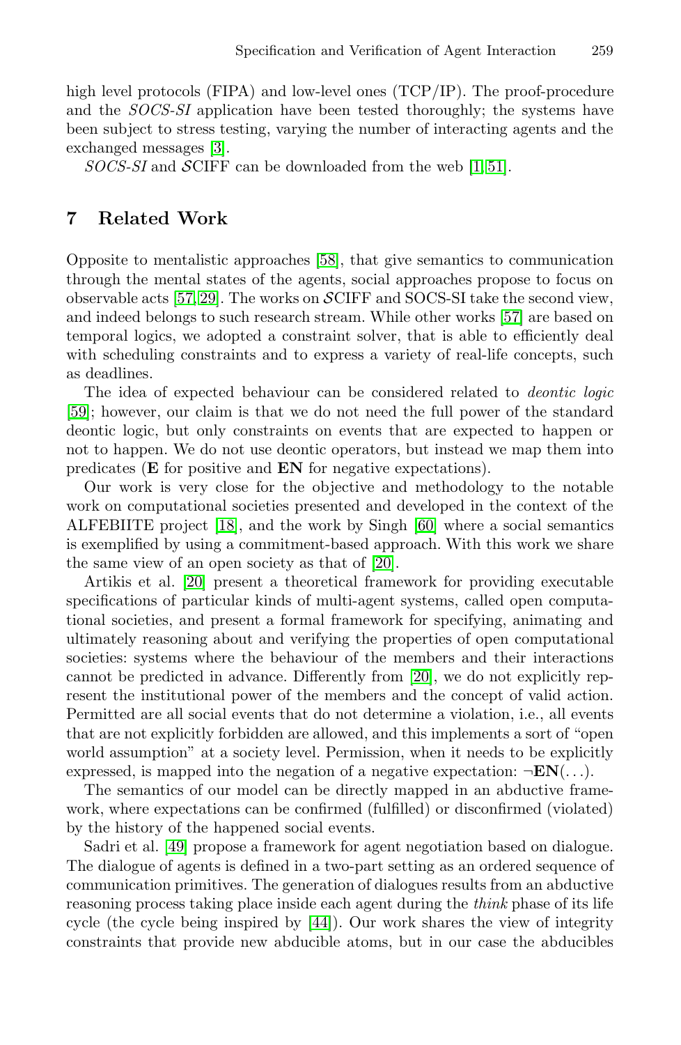high level protocols (FIPA) and low-level ones (TCP/IP). The proof-procedure and the *SOCS-SI* application have been tested thoroughly; the systems have been subject to stress testing, varying the number of interacting agents and the exchanged messages [3].

*SOCS-SI* and $\mathcal{S}$CIFF can be downloaded from the web [1,51].

## 7 Related Work

Opposite to mentalistic approaches [58], that give semantics to communication through the mental states of the agents, social approaches propose to focus on observable acts [57,29]. The works on $\mathcal{S}$CIFF and SOCS-SI take the second view, and indeed belongs to such research stream. While other works [57] are based on temporal logics, we adopted a constraint solver, that is able to efficiently deal with scheduling constraints and to express a variety of real-life concepts, such as deadlines.

The idea of expected behaviour can be considered related to *deontic logic* [59]; however, our claim is that we do not need the full power of the standard deontic logic, but only constraints on events that are expected to happen or not to happen. We do not use deontic operators, but instead we map them into predicates (**E** for positive and **EN** for negative expectations).

Our work is very close for the objective and methodology to the notable work on computational societies presented and developed in the context of the ALFEBIITE project [18], and the work by Singh [60] where a social semantics is exemplified by using a commitment-based approach. With this work we share the same view of an open society as that of [20].

Artikis et al. [20] present a theoretical framework for providing executable specifications of particular kinds of multi-agent systems, called open computational societies, and present a formal framework for specifying, animating and ultimately reasoning about and verifying the properties of open computational societies: systems where the behaviour of the members and their interactions cannot be predicted in advance. Differently from [20], we do not explicitly represent the institutional power of the members and the concept of valid action. Permitted are all social events that do not determine a violation, i.e., all events that are not explicitly forbidden are allowed, and this implements a sort of "open world assumption" at a society level. Permission, when it needs to be explicitly expressed, is mapped into the negation of a negative expectation: $\neg\mathbf{EN}(\ldots)$.

The semantics of our model can be directly mapped in an abductive framework, where expectations can be confirmed (fulfilled) or disconfirmed (violated) by the history of the happened social events.

Sadri et al. [49] propose a framework for agent negotiation based on dialogue. The dialogue of agents is defined in a two-part setting as an ordered sequence of communication primitives. The generation of dialogues results from an abductive reasoning process taking place inside each agent during the *think* phase of its life cycle (the cycle being inspired by [44]). Our work shares the view of integrity constraints that provide new abducible atoms, but in our case the abducibles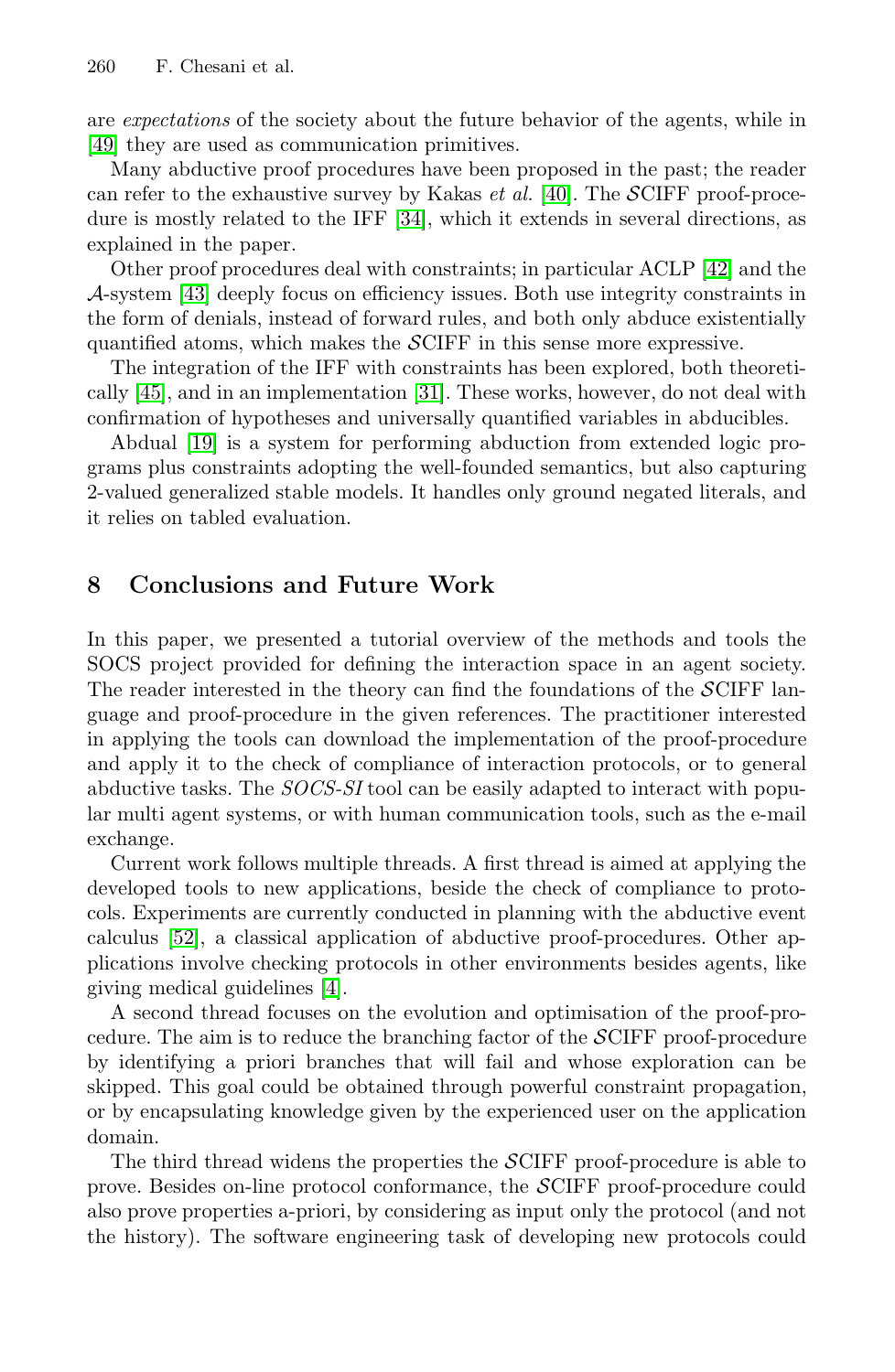are *expectations* of the society about the future behavior of the agents, while in [49] they are used as communication primitives.

Many abductive proof procedures have been proposed in the past; the reader can refer to the exhaustive survey by Kakas *et al.* [40]. The $\mathcal{S}$CIFF proof-procedure is mostly related to the IFF [34], which it extends in several directions, as explained in the paper.

Other proof procedures deal with constraints; in particular ACLP [42] and the $\mathcal{A}$-system [43] deeply focus on efficiency issues. Both use integrity constraints in the form of denials, instead of forward rules, and both only abduce existentially quantified atoms, which makes the $\mathcal{S}$CIFF in this sense more expressive.

The integration of the IFF with constraints has been explored, both theoretically [45], and in an implementation [31]. These works, however, do not deal with confirmation of hypotheses and universally quantified variables in abducibles.

Abdual [19] is a system for performing abduction from extended logic programs plus constraints adopting the well-founded semantics, but also capturing 2-valued generalized stable models. It handles only ground negated literals, and it relies on tabled evaluation.

## 8 Conclusions and Future Work

In this paper, we presented a tutorial overview of the methods and tools the SOCS project provided for defining the interaction space in an agent society. The reader interested in the theory can find the foundations of the $\mathcal{S}$CIFF language and proof-procedure in the given references. The practitioner interested in applying the tools can download the implementation of the proof-procedure and apply it to the check of compliance of interaction protocols, or to general abductive tasks. The *SOCS-SI* tool can be easily adapted to interact with popular multi agent systems, or with human communication tools, such as the e-mail exchange.

Current work follows multiple threads. A first thread is aimed at applying the developed tools to new applications, beside the check of compliance to protocols. Experiments are currently conducted in planning with the abductive event calculus [52], a classical application of abductive proof-procedures. Other applications involve checking protocols in other environments besides agents, like giving medical guidelines [4].

A second thread focuses on the evolution and optimisation of the proof-procedure. The aim is to reduce the branching factor of the $\mathcal{S}$CIFF proof-procedure by identifying a priori branches that will fail and whose exploration can be skipped. This goal could be obtained through powerful constraint propagation, or by encapsulating knowledge given by the experienced user on the application domain.

The third thread widens the properties the $\mathcal{S}$CIFF proof-procedure is able to prove. Besides on-line protocol conformance, the $\mathcal{S}$CIFF proof-procedure could also prove properties a-priori, by considering as input only the protocol (and not the history). The software engineering task of developing new protocols could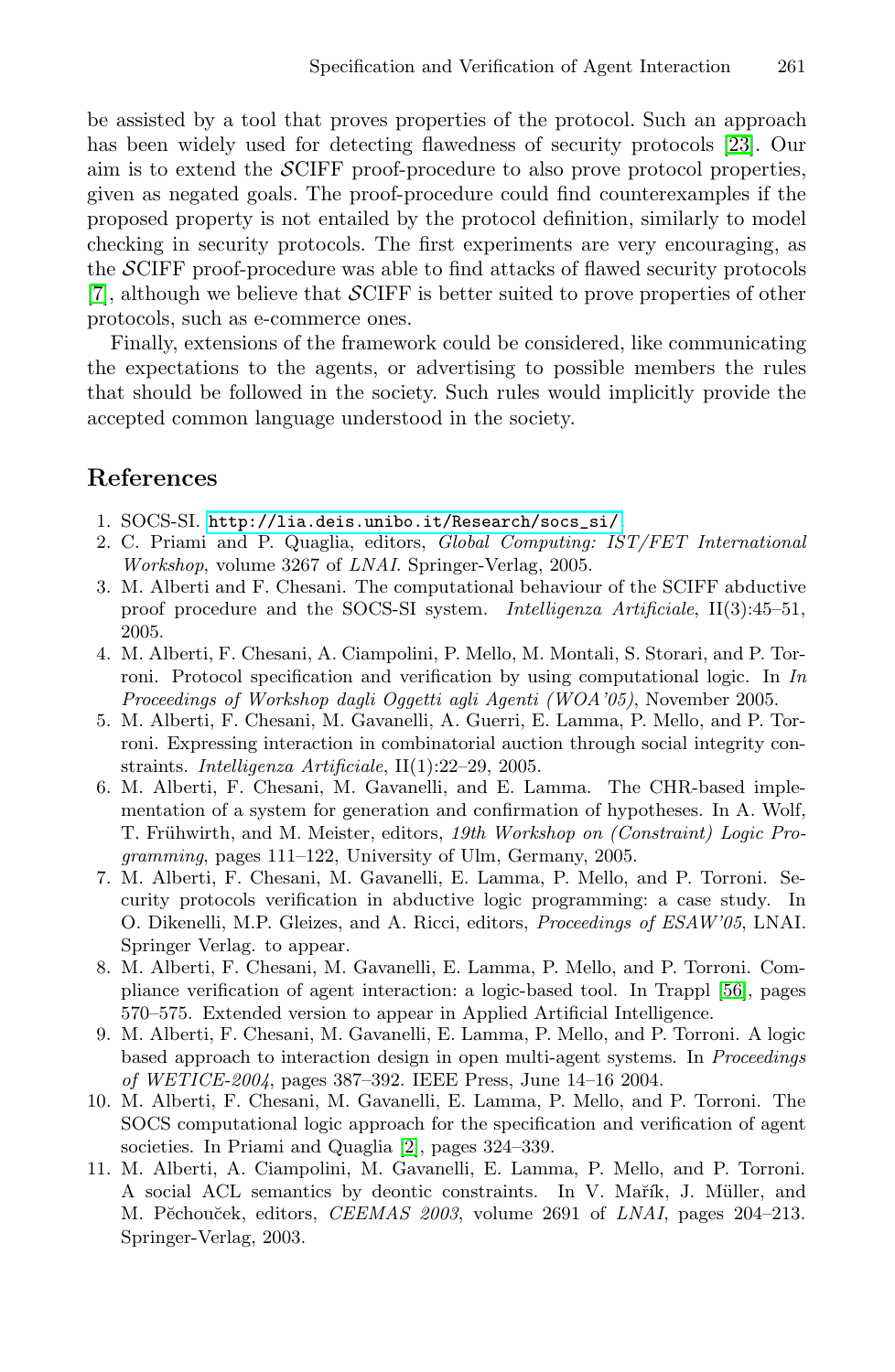be assisted by a tool that proves properties of the protocol. Such an approach has been widely used for detecting flawedness of security protocols [23]. Our aim is to extend the $\mathcal{S}$CIFF proof-procedure to also prove protocol properties, given as negated goals. The proof-procedure could find counterexamples if the proposed property is not entailed by the protocol definition, similarly to model checking in security protocols. The first experiments are very encouraging, as the $\mathcal{S}$CIFF proof-procedure was able to find attacks of flawed security protocols [7], although we believe that $\mathcal{S}$CIFF is better suited to prove properties of other protocols, such as e-commerce ones.

Finally, extensions of the framework could be considered, like communicating the expectations to the agents, or advertising to possible members the rules that should be followed in the society. Such rules would implicitly provide the accepted common language understood in the society.

## References

1. SOCS-SI. `http://lia.deis.unibo.it/Research/socs_si/`
2. C. Priami and P. Quaglia, editors, *Global Computing: IST/FET International Workshop*, volume 3267 of *LNAI*. Springer-Verlag, 2005.
3. M. Alberti and F. Chesani. The computational behaviour of the SCIFF abductive proof procedure and the SOCS-SI system. *Intelligenza Artificiale*, II(3):45–51, 2005.
4. M. Alberti, F. Chesani, A. Ciampolini, P. Mello, M. Montali, S. Storari, and P. Torroni. Protocol specification and verification by using computational logic. In *In Proceedings of Workshop dagli Oggetti agli Agenti (WOA'05)*, November 2005.
5. M. Alberti, F. Chesani, M. Gavanelli, A. Guerri, E. Lamma, P. Mello, and P. Torroni. Expressing interaction in combinatorial auction through social integrity constraints. *Intelligenza Artificiale*, II(1):22–29, 2005.
6. M. Alberti, F. Chesani, M. Gavanelli, and E. Lamma. The CHR-based implementation of a system for generation and confirmation of hypotheses. In A. Wolf, T. Frühwirth, and M. Meister, editors, *19th Workshop on (Constraint) Logic Programming*, pages 111–122, University of Ulm, Germany, 2005.
7. M. Alberti, F. Chesani, M. Gavanelli, E. Lamma, P. Mello, and P. Torroni. Security protocols verification in abductive logic programming: a case study. In O. Dikenelli, M.P. Gleizes, and A. Ricci, editors, *Proceedings of ESAW'05*, LNAI. Springer Verlag. to appear.
8. M. Alberti, F. Chesani, M. Gavanelli, E. Lamma, P. Mello, and P. Torroni. Compliance verification of agent interaction: a logic-based tool. In Trappl [56], pages 570–575. Extended version to appear in Applied Artificial Intelligence.
9. M. Alberti, F. Chesani, M. Gavanelli, E. Lamma, P. Mello, and P. Torroni. A logic based approach to interaction design in open multi-agent systems. In *Proceedings of WETICE-2004*, pages 387–392. IEEE Press, June 14–16 2004.
10. M. Alberti, F. Chesani, M. Gavanelli, E. Lamma, P. Mello, and P. Torroni. The SOCS computational logic approach for the specification and verification of agent societies. In Priami and Quaglia [2], pages 324–339.
11. M. Alberti, A. Ciampolini, M. Gavanelli, E. Lamma, P. Mello, and P. Torroni. A social ACL semantics by deontic constraints. In V. Mařík, J. Müller, and M. Pěchouček, editors, *CEEMAS 2003*, volume 2691 of *LNAI*, pages 204–213. Springer-Verlag, 2003.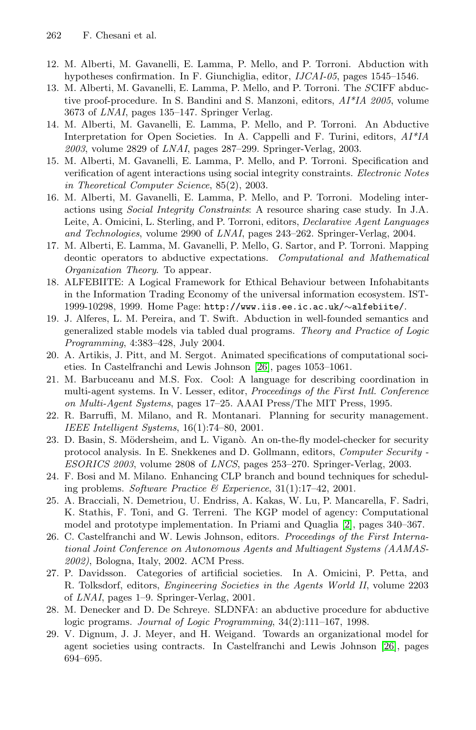12. M. Alberti, M. Gavanelli, E. Lamma, P. Mello, and P. Torroni. Abduction with hypotheses confirmation. In F. Giunchiglia, editor, *IJCAI-05*, pages 1545–1546.
13. M. Alberti, M. Gavanelli, E. Lamma, P. Mello, and P. Torroni. The *S*CIFF abductive proof-procedure. In S. Bandini and S. Manzoni, editors, *AI\*IA 2005*, volume 3673 of *LNAI*, pages 135–147. Springer Verlag.
14. M. Alberti, M. Gavanelli, E. Lamma, P. Mello, and P. Torroni. An Abductive Interpretation for Open Societies. In A. Cappelli and F. Turini, editors, *AI\*IA 2003*, volume 2829 of *LNAI*, pages 287–299. Springer-Verlag, 2003.
15. M. Alberti, M. Gavanelli, E. Lamma, P. Mello, and P. Torroni. Specification and verification of agent interactions using social integrity constraints. *Electronic Notes in Theoretical Computer Science*, 85(2), 2003.
16. M. Alberti, M. Gavanelli, E. Lamma, P. Mello, and P. Torroni. Modeling interactions using *Social Integrity Constraints*: A resource sharing case study. In J.A. Leite, A. Omicini, L. Sterling, and P. Torroni, editors, *Declarative Agent Languages and Technologies*, volume 2990 of *LNAI*, pages 243–262. Springer-Verlag, 2004.
17. M. Alberti, E. Lamma, M. Gavanelli, P. Mello, G. Sartor, and P. Torroni. Mapping deontic operators to abductive expectations. *Computational and Mathematical Organization Theory*. To appear.
18. ALFEBIITE: A Logical Framework for Ethical Behaviour between Infohabitants in the Information Trading Economy of the universal information ecosystem. IST-1999-10298, 1999. Home Page: `http://www.iis.ee.ic.ac.uk/~alfebiite/`.
19. J. Alferes, L. M. Pereira, and T. Swift. Abduction in well-founded semantics and generalized stable models via tabled dual programs. *Theory and Practice of Logic Programming*, 4:383–428, July 2004.
20. A. Artikis, J. Pitt, and M. Sergot. Animated specifications of computational societies. In Castelfranchi and Lewis Johnson [26], pages 1053–1061.
21. M. Barbuceanu and M.S. Fox. Cool: A language for describing coordination in multi-agent systems. In V. Lesser, editor, *Proceedings of the First Intl. Conference on Multi-Agent Systems*, pages 17–25. AAAI Press/The MIT Press, 1995.
22. R. Barruffi, M. Milano, and R. Montanari. Planning for security management. *IEEE Intelligent Systems*, 16(1):74–80, 2001.
23. D. Basin, S. Mödersheim, and L. Viganò. An on-the-fly model-checker for security protocol analysis. In E. Snekkenes and D. Gollmann, editors, *Computer Security - ESORICS 2003*, volume 2808 of *LNCS*, pages 253–270. Springer-Verlag, 2003.
24. F. Bosi and M. Milano. Enhancing CLP branch and bound techniques for scheduling problems. *Software Practice & Experience*, 31(1):17–42, 2001.
25. A. Bracciali, N. Demetriou, U. Endriss, A. Kakas, W. Lu, P. Mancarella, F. Sadri, K. Stathis, F. Toni, and G. Terreni. The KGP model of agency: Computational model and prototype implementation. In Priami and Quaglia [2], pages 340–367.
26. C. Castelfranchi and W. Lewis Johnson, editors. *Proceedings of the First International Joint Conference on Autonomous Agents and Multiagent Systems (AAMAS-2002)*, Bologna, Italy, 2002. ACM Press.
27. P. Davidsson. Categories of artificial societies. In A. Omicini, P. Petta, and R. Tolksdorf, editors, *Engineering Societies in the Agents World II*, volume 2203 of *LNAI*, pages 1–9. Springer-Verlag, 2001.
28. M. Denecker and D. De Schreye. SLDNFA: an abductive procedure for abductive logic programs. *Journal of Logic Programming*, 34(2):111–167, 1998.
29. V. Dignum, J. J. Meyer, and H. Weigand. Towards an organizational model for agent societies using contracts. In Castelfranchi and Lewis Johnson [26], pages 694–695.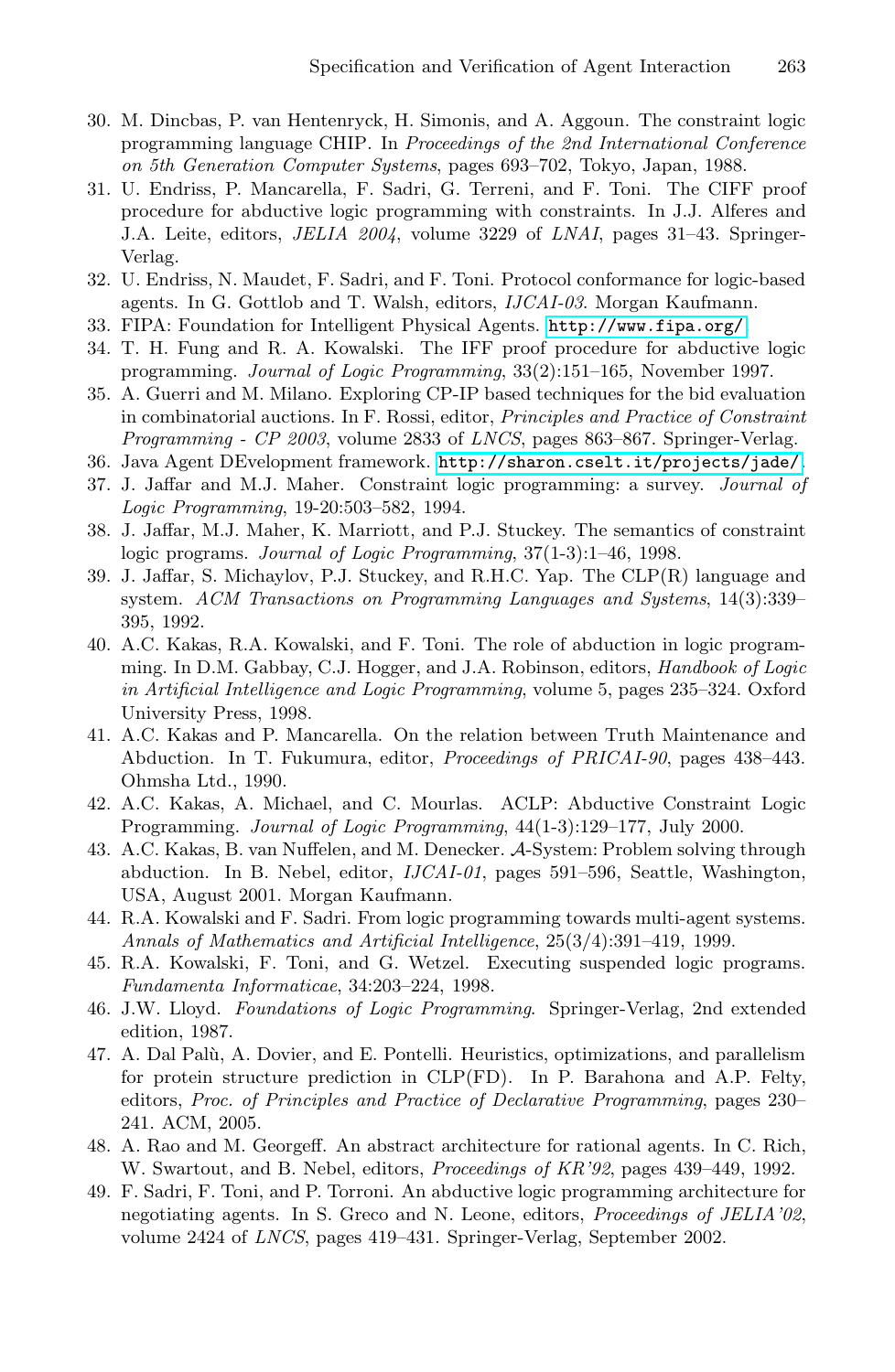30. M. Dincbas, P. van Hentenryck, H. Simonis, and A. Aggoun. The constraint logic programming language CHIP. In *Proceedings of the 2nd International Conference on 5th Generation Computer Systems*, pages 693–702, Tokyo, Japan, 1988.
31. U. Endriss, P. Mancarella, F. Sadri, G. Terreni, and F. Toni. The CIFF proof procedure for abductive logic programming with constraints. In J.J. Alferes and J.A. Leite, editors, *JELIA 2004*, volume 3229 of *LNAI*, pages 31–43. Springer-Verlag.
32. U. Endriss, N. Maudet, F. Sadri, and F. Toni. Protocol conformance for logic-based agents. In G. Gottlob and T. Walsh, editors, *IJCAI-03*. Morgan Kaufmann.
33. FIPA: Foundation for Intelligent Physical Agents. http://www.fipa.org/
34. T. H. Fung and R. A. Kowalski. The IFF proof procedure for abductive logic programming. *Journal of Logic Programming*, 33(2):151–165, November 1997.
35. A. Guerri and M. Milano. Exploring CP-IP based techniques for the bid evaluation in combinatorial auctions. In F. Rossi, editor, *Principles and Practice of Constraint Programming - CP 2003*, volume 2833 of *LNCS*, pages 863–867. Springer-Verlag.
36. Java Agent DEvelopment framework. http://sharon.cselt.it/projects/jade/.
37. J. Jaffar and M.J. Maher. Constraint logic programming: a survey. *Journal of Logic Programming*, 19-20:503–582, 1994.
38. J. Jaffar, M.J. Maher, K. Marriott, and P.J. Stuckey. The semantics of constraint logic programs. *Journal of Logic Programming*, 37(1-3):1–46, 1998.
39. J. Jaffar, S. Michaylov, P.J. Stuckey, and R.H.C. Yap. The CLP(R) language and system. *ACM Transactions on Programming Languages and Systems*, 14(3):339–395, 1992.
40. A.C. Kakas, R.A. Kowalski, and F. Toni. The role of abduction in logic programming. In D.M. Gabbay, C.J. Hogger, and J.A. Robinson, editors, *Handbook of Logic in Artificial Intelligence and Logic Programming*, volume 5, pages 235–324. Oxford University Press, 1998.
41. A.C. Kakas and P. Mancarella. On the relation between Truth Maintenance and Abduction. In T. Fukumura, editor, *Proceedings of PRICAI-90*, pages 438–443. Ohmsha Ltd., 1990.
42. A.C. Kakas, A. Michael, and C. Mourlas. ACLP: Abductive Constraint Logic Programming. *Journal of Logic Programming*, 44(1-3):129–177, July 2000.
43. A.C. Kakas, B. van Nuffelen, and M. Denecker. $\mathcal{A}$-System: Problem solving through abduction. In B. Nebel, editor, *IJCAI-01*, pages 591–596, Seattle, Washington, USA, August 2001. Morgan Kaufmann.
44. R.A. Kowalski and F. Sadri. From logic programming towards multi-agent systems. *Annals of Mathematics and Artificial Intelligence*, 25(3/4):391–419, 1999.
45. R.A. Kowalski, F. Toni, and G. Wetzel. Executing suspended logic programs. *Fundamenta Informaticae*, 34:203–224, 1998.
46. J.W. Lloyd. *Foundations of Logic Programming*. Springer-Verlag, 2nd extended edition, 1987.
47. A. Dal Palù, A. Dovier, and E. Pontelli. Heuristics, optimizations, and parallelism for protein structure prediction in CLP(FD). In P. Barahona and A.P. Felty, editors, *Proc. of Principles and Practice of Declarative Programming*, pages 230–241. ACM, 2005.
48. A. Rao and M. Georgeff. An abstract architecture for rational agents. In C. Rich, W. Swartout, and B. Nebel, editors, *Proceedings of KR'92*, pages 439–449, 1992.
49. F. Sadri, F. Toni, and P. Torroni. An abductive logic programming architecture for negotiating agents. In S. Greco and N. Leone, editors, *Proceedings of JELIA'02*, volume 2424 of *LNCS*, pages 419–431. Springer-Verlag, September 2002.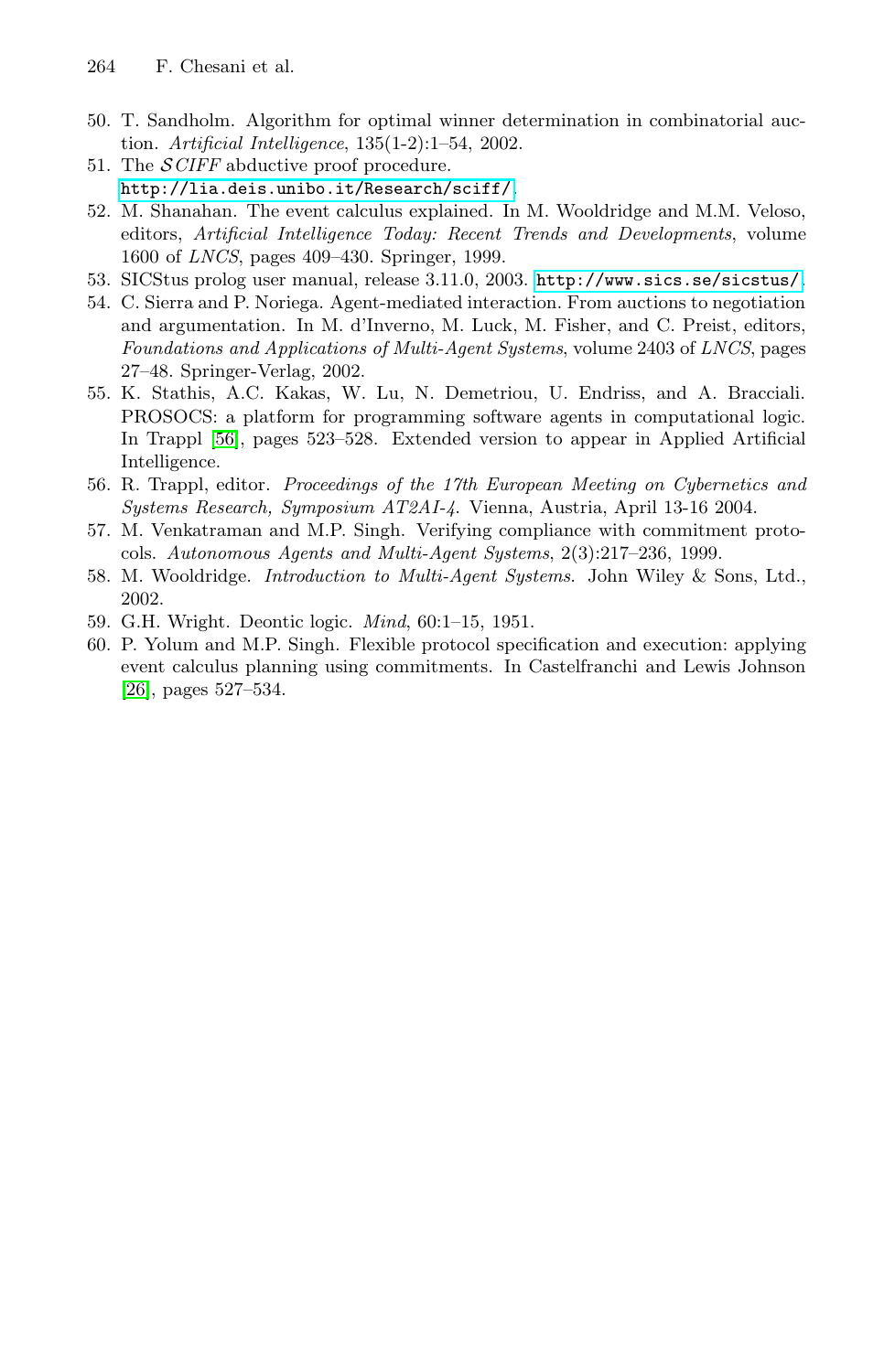50. T. Sandholm. Algorithm for optimal winner determination in combinatorial auction. *Artificial Intelligence*, 135(1-2):1–54, 2002.
51. The $\mathcal{S}$*CIFF* abductive proof procedure. `http://lia.deis.unibo.it/Research/sciff/`.
52. M. Shanahan. The event calculus explained. In M. Wooldridge and M.M. Veloso, editors, *Artificial Intelligence Today: Recent Trends and Developments*, volume 1600 of *LNCS*, pages 409–430. Springer, 1999.
53. SICStus prolog user manual, release 3.11.0, 2003. `http://www.sics.se/sicstus/`.
54. C. Sierra and P. Noriega. Agent-mediated interaction. From auctions to negotiation and argumentation. In M. d'Inverno, M. Luck, M. Fisher, and C. Preist, editors, *Foundations and Applications of Multi-Agent Systems*, volume 2403 of *LNCS*, pages 27–48. Springer-Verlag, 2002.
55. K. Stathis, A.C. Kakas, W. Lu, N. Demetriou, U. Endriss, and A. Bracciali. PROSOCS: a platform for programming software agents in computational logic. In Trappl [56], pages 523–528. Extended version to appear in Applied Artificial Intelligence.
56. R. Trappl, editor. *Proceedings of the 17th European Meeting on Cybernetics and Systems Research, Symposium AT2AI-4*. Vienna, Austria, April 13-16 2004.
57. M. Venkatraman and M.P. Singh. Verifying compliance with commitment protocols. *Autonomous Agents and Multi-Agent Systems*, 2(3):217–236, 1999.
58. M. Wooldridge. *Introduction to Multi-Agent Systems*. John Wiley & Sons, Ltd., 2002.
59. G.H. Wright. Deontic logic. *Mind*, 60:1–15, 1951.
60. P. Yolum and M.P. Singh. Flexible protocol specification and execution: applying event calculus planning using commitments. In Castelfranchi and Lewis Johnson [26], pages 527–534.